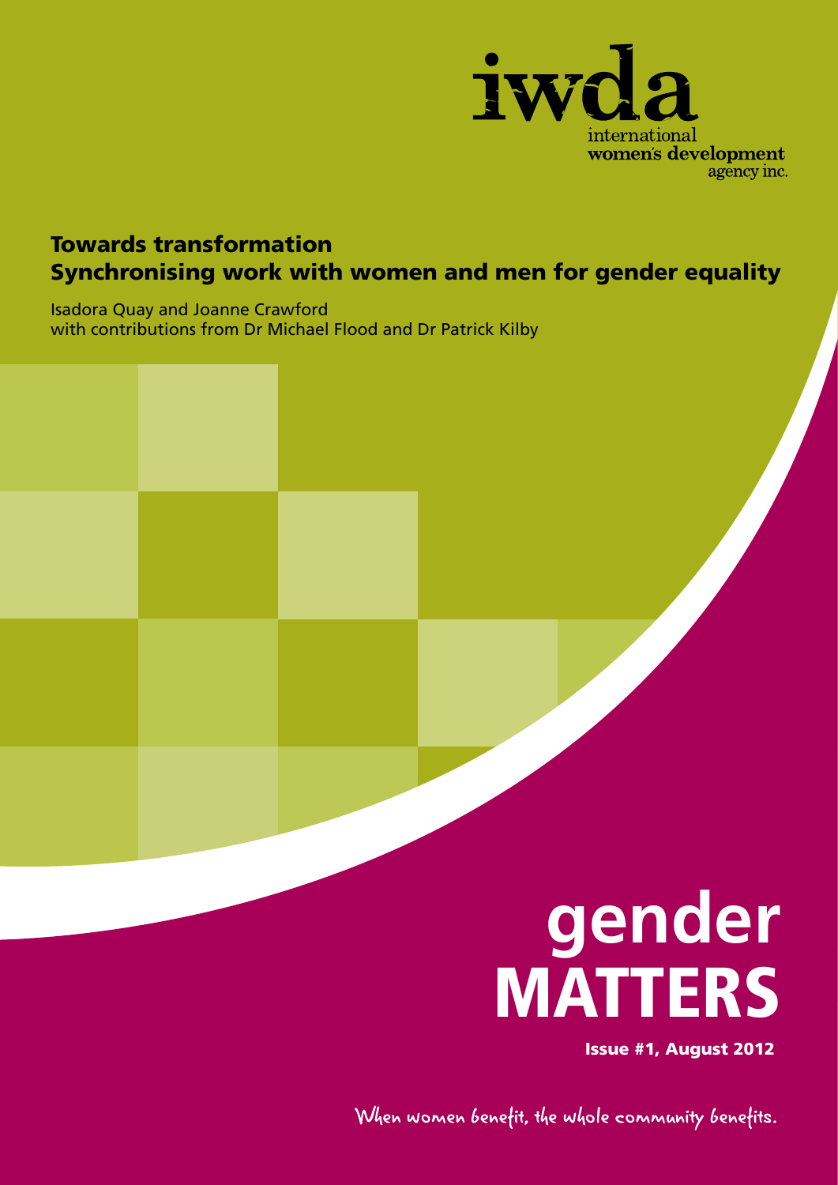iwda
international
**women's development**
agency inc.

# Towards transformation
# Synchronising work with women and men for gender equality

Isadora Quay and Joanne Crawford
with contributions from Dr Michael Flood and Dr Patrick Kilby

# gender MATTERS

**Issue #1, August 2012**

When women benefit, the whole community benefits.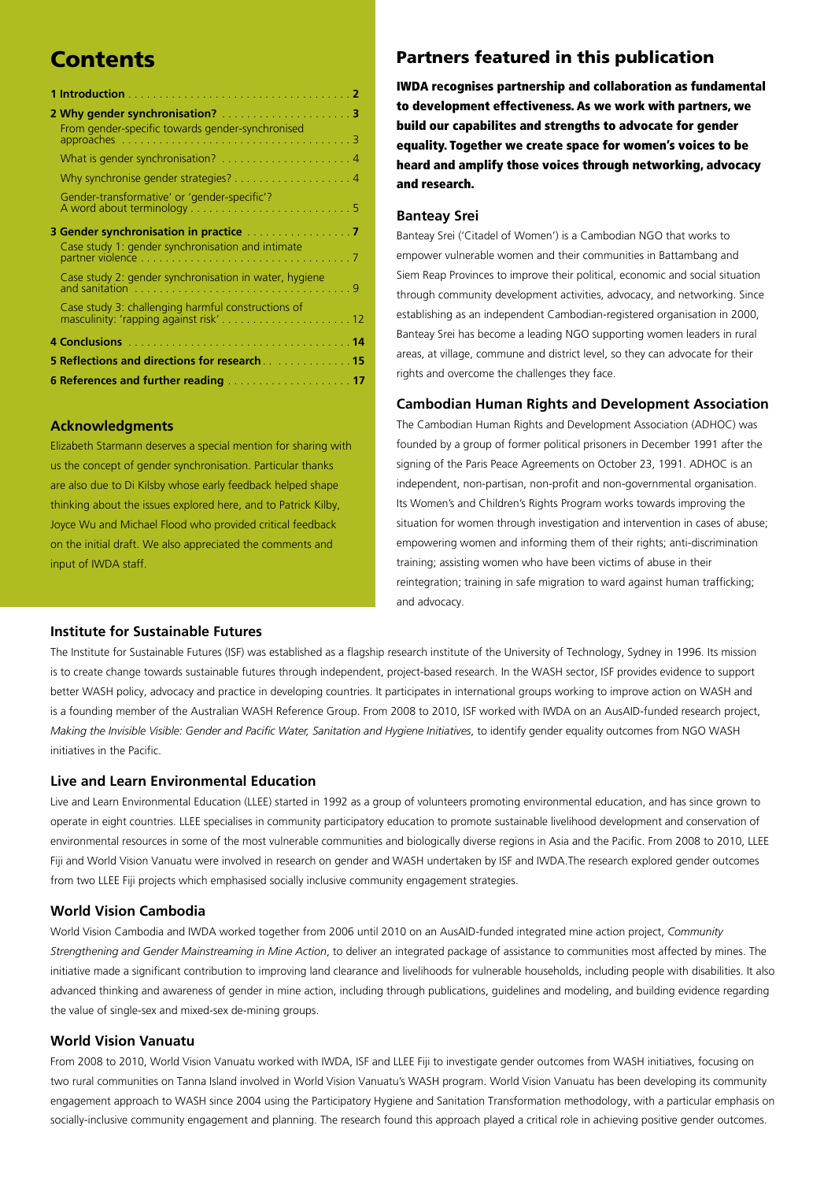# Contents

- **1 Introduction** . . . . . . . . . . . . . . . . . . . . . . . . . . . . . . . . . . . . **2**
- **2 Why gender synchronisation?** . . . . . . . . . . . . . . . . . . . . . **3**
  - From gender-specific towards gender-synchronised approaches . . . . . . . . . . . . . . . . . . . . . . . . . . . . . . . . . . . . 3
  - What is gender synchronisation? . . . . . . . . . . . . . . . . . . . . . 4
  - Why synchronise gender strategies? . . . . . . . . . . . . . . . . . . 4
  - Gender-transformative' or 'gender-specific'? A word about terminology . . . . . . . . . . . . . . . . . . . . . . . . . . 5
- **3 Gender synchronisation in practice** . . . . . . . . . . . . . . . . . **7**
  - Case study 1: gender synchronisation and intimate partner violence . . . . . . . . . . . . . . . . . . . . . . . . . . . . . . . . . . . 7
  - Case study 2: gender synchronisation in water, hygiene and sanitation . . . . . . . . . . . . . . . . . . . . . . . . . . . . . . . . . . . 9
  - Case study 3: challenging harmful constructions of masculinity: 'rapping against risk' . . . . . . . . . . . . . . . . . . . . . 12
- **4 Conclusions** . . . . . . . . . . . . . . . . . . . . . . . . . . . . . . . . . . . . **14**
- **5 Reflections and directions for research** . . . . . . . . . . . . . **15**
- **6 References and further reading** . . . . . . . . . . . . . . . . . . . **17**

### Acknowledgments

Elizabeth Starmann deserves a special mention for sharing with us the concept of gender synchronisation. Particular thanks are also due to Di Kilsby whose early feedback helped shape thinking about the issues explored here, and to Patrick Kilby, Joyce Wu and Michael Flood who provided critical feedback on the initial draft. We also appreciated the comments and input of IWDA staff.

## Partners featured in this publication

**IWDA recognises partnership and collaboration as fundamental to development effectiveness. As we work with partners, we build our capabilites and strengths to advocate for gender equality. Together we create space for women's voices to be heard and amplify those voices through networking, advocacy and research.**

### Banteay Srei

Banteay Srei ('Citadel of Women') is a Cambodian NGO that works to empower vulnerable women and their communities in Battambang and Siem Reap Provinces to improve their political, economic and social situation through community development activities, advocacy, and networking. Since establishing as an independent Cambodian-registered organisation in 2000, Banteay Srei has become a leading NGO supporting women leaders in rural areas, at village, commune and district level, so they can advocate for their rights and overcome the challenges they face.

### Cambodian Human Rights and Development Association

The Cambodian Human Rights and Development Association (ADHOC) was founded by a group of former political prisoners in December 1991 after the signing of the Paris Peace Agreements on October 23, 1991. ADHOC is an independent, non-partisan, non-profit and non-governmental organisation. Its Women's and Children's Rights Program works towards improving the situation for women through investigation and intervention in cases of abuse; empowering women and informing them of their rights; anti-discrimination training; assisting women who have been victims of abuse in their reintegration; training in safe migration to ward against human trafficking; and advocacy.

### Institute for Sustainable Futures

The Institute for Sustainable Futures (ISF) was established as a flagship research institute of the University of Technology, Sydney in 1996. Its mission is to create change towards sustainable futures through independent, project-based research. In the WASH sector, ISF provides evidence to support better WASH policy, advocacy and practice in developing countries. It participates in international groups working to improve action on WASH and is a founding member of the Australian WASH Reference Group. From 2008 to 2010, ISF worked with IWDA on an AusAID-funded research project, *Making the Invisible Visible: Gender and Pacific Water, Sanitation and Hygiene Initiatives*, to identify gender equality outcomes from NGO WASH initiatives in the Pacific.

### Live and Learn Environmental Education

Live and Learn Environmental Education (LLEE) started in 1992 as a group of volunteers promoting environmental education, and has since grown to operate in eight countries. LLEE specialises in community participatory education to promote sustainable livelihood development and conservation of environmental resources in some of the most vulnerable communities and biologically diverse regions in Asia and the Pacific. From 2008 to 2010, LLEE Fiji and World Vision Vanuatu were involved in research on gender and WASH undertaken by ISF and IWDA.The research explored gender outcomes from two LLEE Fiji projects which emphasised socially inclusive community engagement strategies.

### World Vision Cambodia

World Vision Cambodia and IWDA worked together from 2006 until 2010 on an AusAID-funded integrated mine action project, *Community Strengthening and Gender Mainstreaming in Mine Action*, to deliver an integrated package of assistance to communities most affected by mines. The initiative made a significant contribution to improving land clearance and livelihoods for vulnerable households, including people with disabilities. It also advanced thinking and awareness of gender in mine action, including through publications, guidelines and modeling, and building evidence regarding the value of single-sex and mixed-sex de-mining groups.

### World Vision Vanuatu

From 2008 to 2010, World Vision Vanuatu worked with IWDA, ISF and LLEE Fiji to investigate gender outcomes from WASH initiatives, focusing on two rural communities on Tanna Island involved in World Vision Vanuatu's WASH program. World Vision Vanuatu has been developing its community engagement approach to WASH since 2004 using the Participatory Hygiene and Sanitation Transformation methodology, with a particular emphasis on socially-inclusive community engagement and planning. The research found this approach played a critical role in achieving positive gender outcomes.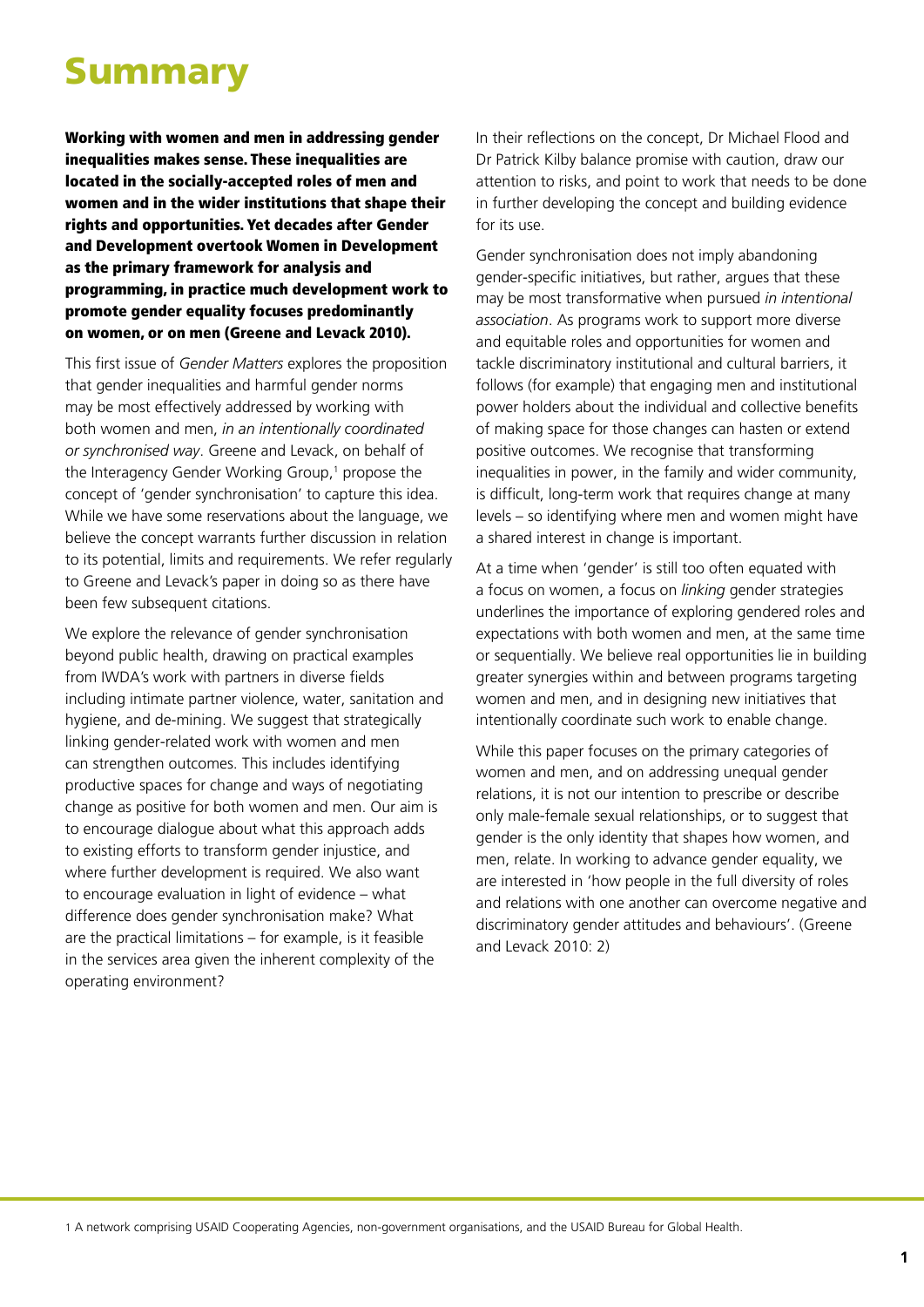# Summary

**Working with women and men in addressing gender inequalities makes sense. These inequalities are located in the socially-accepted roles of men and women and in the wider institutions that shape their rights and opportunities. Yet decades after Gender and Development overtook Women in Development as the primary framework for analysis and programming, in practice much development work to promote gender equality focuses predominantly on women, or on men (Greene and Levack 2010).**

This first issue of *Gender Matters* explores the proposition that gender inequalities and harmful gender norms may be most effectively addressed by working with both women and men, *in an intentionally coordinated or synchronised way*. Greene and Levack, on behalf of the Interagency Gender Working Group,[1] propose the concept of 'gender synchronisation' to capture this idea. While we have some reservations about the language, we believe the concept warrants further discussion in relation to its potential, limits and requirements. We refer regularly to Greene and Levack's paper in doing so as there have been few subsequent citations.

We explore the relevance of gender synchronisation beyond public health, drawing on practical examples from IWDA's work with partners in diverse fields including intimate partner violence, water, sanitation and hygiene, and de-mining. We suggest that strategically linking gender-related work with women and men can strengthen outcomes. This includes identifying productive spaces for change and ways of negotiating change as positive for both women and men. Our aim is to encourage dialogue about what this approach adds to existing efforts to transform gender injustice, and where further development is required. We also want to encourage evaluation in light of evidence – what difference does gender synchronisation make? What are the practical limitations – for example, is it feasible in the services area given the inherent complexity of the operating environment?

In their reflections on the concept, Dr Michael Flood and Dr Patrick Kilby balance promise with caution, draw our attention to risks, and point to work that needs to be done in further developing the concept and building evidence for its use.

Gender synchronisation does not imply abandoning gender-specific initiatives, but rather, argues that these may be most transformative when pursued *in intentional association*. As programs work to support more diverse and equitable roles and opportunities for women and tackle discriminatory institutional and cultural barriers, it follows (for example) that engaging men and institutional power holders about the individual and collective benefits of making space for those changes can hasten or extend positive outcomes. We recognise that transforming inequalities in power, in the family and wider community, is difficult, long-term work that requires change at many levels – so identifying where men and women might have a shared interest in change is important.

At a time when 'gender' is still too often equated with a focus on women, a focus on *linking* gender strategies underlines the importance of exploring gendered roles and expectations with both women and men, at the same time or sequentially. We believe real opportunities lie in building greater synergies within and between programs targeting women and men, and in designing new initiatives that intentionally coordinate such work to enable change.

While this paper focuses on the primary categories of women and men, and on addressing unequal gender relations, it is not our intention to prescribe or describe only male-female sexual relationships, or to suggest that gender is the only identity that shapes how women, and men, relate. In working to advance gender equality, we are interested in 'how people in the full diversity of roles and relations with one another can overcome negative and discriminatory gender attitudes and behaviours'. (Greene and Levack 2010: 2)

---

[1] A network comprising USAID Cooperating Agencies, non-government organisations, and the USAID Bureau for Global Health.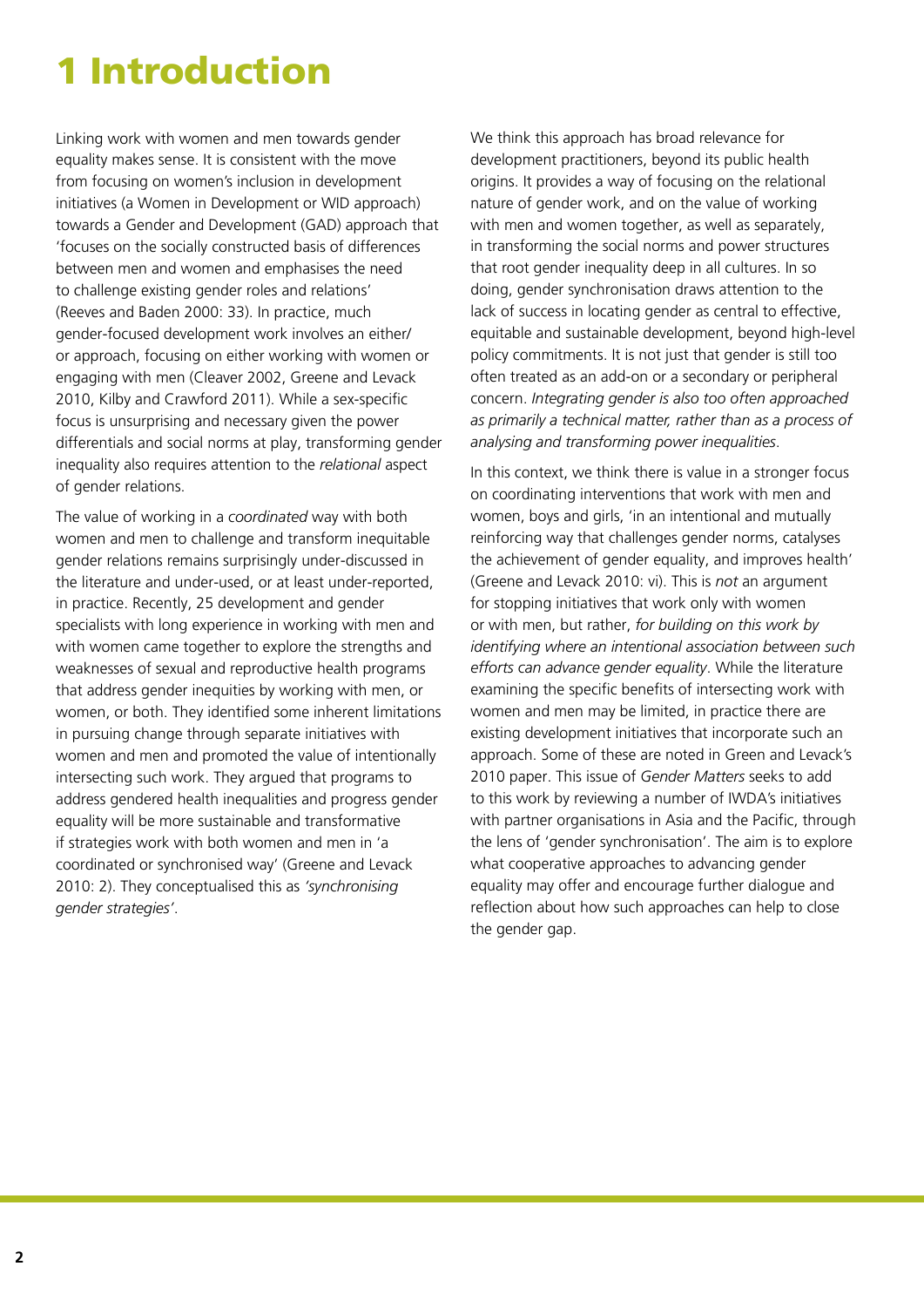# 1 Introduction

Linking work with women and men towards gender equality makes sense. It is consistent with the move from focusing on women's inclusion in development initiatives (a Women in Development or WID approach) towards a Gender and Development (GAD) approach that 'focuses on the socially constructed basis of differences between men and women and emphasises the need to challenge existing gender roles and relations' (Reeves and Baden 2000: 33). In practice, much gender-focused development work involves an either/or approach, focusing on either working with women or engaging with men (Cleaver 2002, Greene and Levack 2010, Kilby and Crawford 2011). While a sex-specific focus is unsurprising and necessary given the power differentials and social norms at play, transforming gender inequality also requires attention to the *relational* aspect of gender relations.

The value of working in a *coordinated* way with both women and men to challenge and transform inequitable gender relations remains surprisingly under-discussed in the literature and under-used, or at least under-reported, in practice. Recently, 25 development and gender specialists with long experience in working with men and with women came together to explore the strengths and weaknesses of sexual and reproductive health programs that address gender inequities by working with men, or women, or both. They identified some inherent limitations in pursuing change through separate initiatives with women and men and promoted the value of intentionally intersecting such work. They argued that programs to address gendered health inequalities and progress gender equality will be more sustainable and transformative if strategies work with both women and men in 'a coordinated or synchronised way' (Greene and Levack 2010: 2). They conceptualised this as *'synchronising gender strategies'*.

We think this approach has broad relevance for development practitioners, beyond its public health origins. It provides a way of focusing on the relational nature of gender work, and on the value of working with men and women together, as well as separately, in transforming the social norms and power structures that root gender inequality deep in all cultures. In so doing, gender synchronisation draws attention to the lack of success in locating gender as central to effective, equitable and sustainable development, beyond high-level policy commitments. It is not just that gender is still too often treated as an add-on or a secondary or peripheral concern. *Integrating gender is also too often approached as primarily a technical matter, rather than as a process of analysing and transforming power inequalities.*

In this context, we think there is value in a stronger focus on coordinating interventions that work with men and women, boys and girls, 'in an intentional and mutually reinforcing way that challenges gender norms, catalyses the achievement of gender equality, and improves health' (Greene and Levack 2010: vi). This is *not* an argument for stopping initiatives that work only with women or with men, but rather, *for building on this work by identifying where an intentional association between such efforts can advance gender equality*. While the literature examining the specific benefits of intersecting work with women and men may be limited, in practice there are existing development initiatives that incorporate such an approach. Some of these are noted in Green and Levack's 2010 paper. This issue of *Gender Matters* seeks to add to this work by reviewing a number of IWDA's initiatives with partner organisations in Asia and the Pacific, through the lens of 'gender synchronisation'. The aim is to explore what cooperative approaches to advancing gender equality may offer and encourage further dialogue and reflection about how such approaches can help to close the gender gap.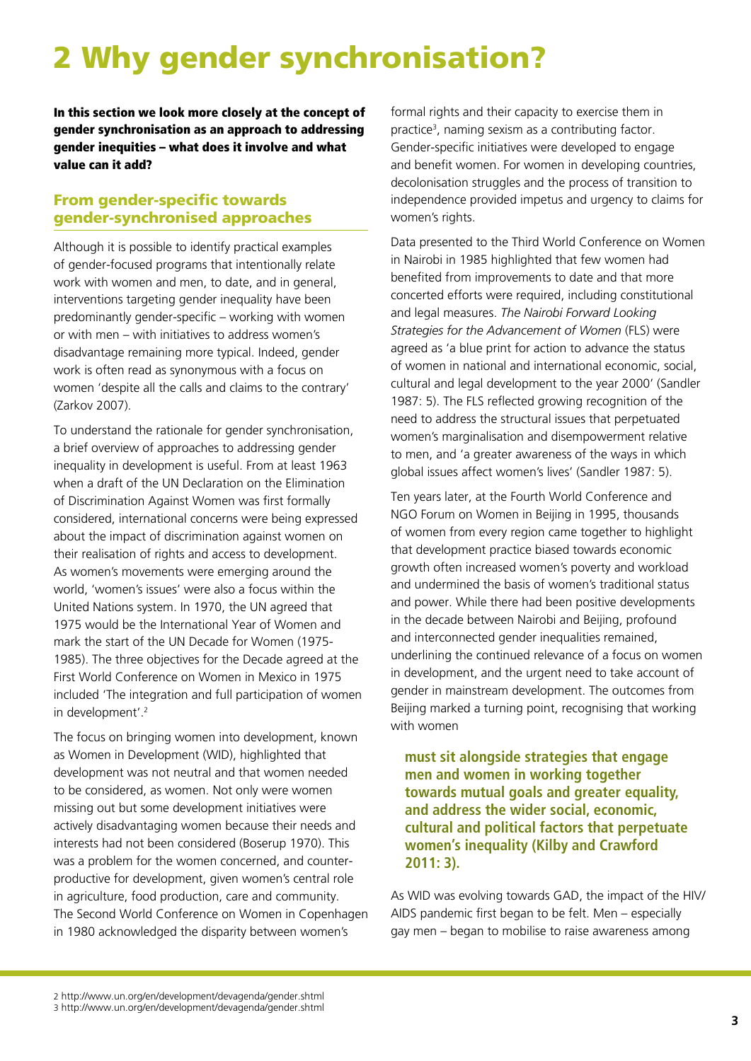# 2 Why gender synchronisation?

**In this section we look more closely at the concept of gender synchronisation as an approach to addressing gender inequities – what does it involve and what value can it add?**

## From gender-specific towards gender-synchronised approaches

Although it is possible to identify practical examples of gender-focused programs that intentionally relate work with women and men, to date, and in general, interventions targeting gender inequality have been predominantly gender-specific – working with women or with men – with initiatives to address women's disadvantage remaining more typical. Indeed, gender work is often read as synonymous with a focus on women 'despite all the calls and claims to the contrary' (Zarkov 2007).

To understand the rationale for gender synchronisation, a brief overview of approaches to addressing gender inequality in development is useful. From at least 1963 when a draft of the UN Declaration on the Elimination of Discrimination Against Women was first formally considered, international concerns were being expressed about the impact of discrimination against women on their realisation of rights and access to development. As women's movements were emerging around the world, 'women's issues' were also a focus within the United Nations system. In 1970, the UN agreed that 1975 would be the International Year of Women and mark the start of the UN Decade for Women (1975-1985). The three objectives for the Decade agreed at the First World Conference on Women in Mexico in 1975 included 'The integration and full participation of women in development'.[2]

The focus on bringing women into development, known as Women in Development (WID), highlighted that development was not neutral and that women needed to be considered, as women. Not only were women missing out but some development initiatives were actively disadvantaging women because their needs and interests had not been considered (Boserup 1970). This was a problem for the women concerned, and counter-productive for development, given women's central role in agriculture, food production, care and community. The Second World Conference on Women in Copenhagen in 1980 acknowledged the disparity between women's formal rights and their capacity to exercise them in practice[3], naming sexism as a contributing factor. Gender-specific initiatives were developed to engage and benefit women. For women in developing countries, decolonisation struggles and the process of transition to independence provided impetus and urgency to claims for women's rights.

Data presented to the Third World Conference on Women in Nairobi in 1985 highlighted that few women had benefited from improvements to date and that more concerted efforts were required, including constitutional and legal measures. *The Nairobi Forward Looking Strategies for the Advancement of Women* (FLS) were agreed as 'a blue print for action to advance the status of women in national and international economic, social, cultural and legal development to the year 2000' (Sandler 1987: 5). The FLS reflected growing recognition of the need to address the structural issues that perpetuated women's marginalisation and disempowerment relative to men, and 'a greater awareness of the ways in which global issues affect women's lives' (Sandler 1987: 5).

Ten years later, at the Fourth World Conference and NGO Forum on Women in Beijing in 1995, thousands of women from every region came together to highlight that development practice biased towards economic growth often increased women's poverty and workload and undermined the basis of women's traditional status and power. While there had been positive developments in the decade between Nairobi and Beijing, profound and interconnected gender inequalities remained, underlining the continued relevance of a focus on women in development, and the urgent need to take account of gender in mainstream development. The outcomes from Beijing marked a turning point, recognising that working with women

> **must sit alongside strategies that engage men and women in working together towards mutual goals and greater equality, and address the wider social, economic, cultural and political factors that perpetuate women's inequality (Kilby and Crawford 2011: 3).**

As WID was evolving towards GAD, the impact of the HIV/AIDS pandemic first began to be felt. Men – especially gay men – began to mobilise to raise awareness among

---

2 http://www.un.org/en/development/devagenda/gender.shtml
3 http://www.un.org/en/development/devagenda/gender.shtml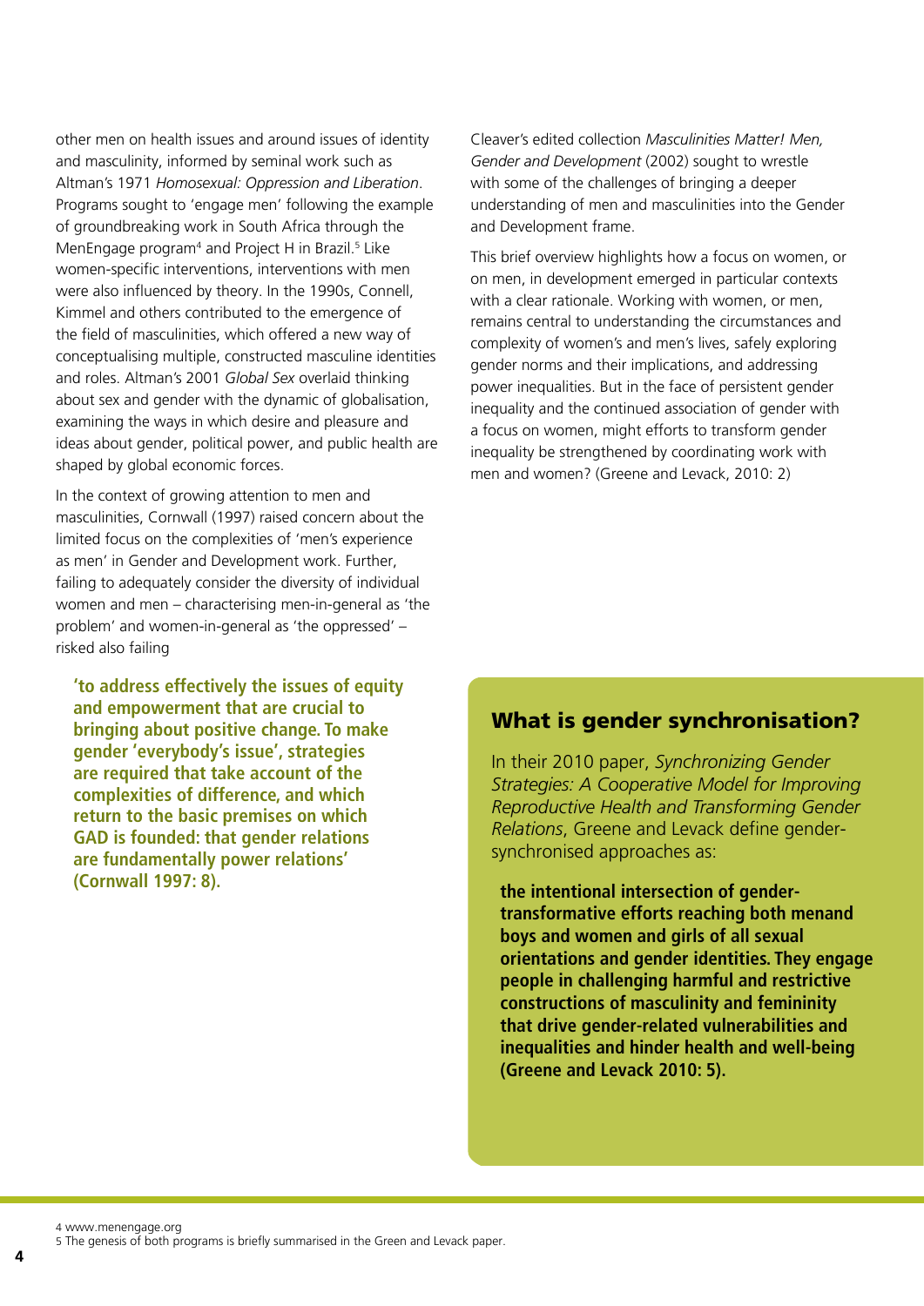other men on health issues and around issues of identity and masculinity, informed by seminal work such as Altman's 1971 *Homosexual: Oppression and Liberation*. Programs sought to 'engage men' following the example of groundbreaking work in South Africa through the MenEngage program[4] and Project H in Brazil.[5] Like women-specific interventions, interventions with men were also influenced by theory. In the 1990s, Connell, Kimmel and others contributed to the emergence of the field of masculinities, which offered a new way of conceptualising multiple, constructed masculine identities and roles. Altman's 2001 *Global Sex* overlaid thinking about sex and gender with the dynamic of globalisation, examining the ways in which desire and pleasure and ideas about gender, political power, and public health are shaped by global economic forces.

In the context of growing attention to men and masculinities, Cornwall (1997) raised concern about the limited focus on the complexities of 'men's experience as men' in Gender and Development work. Further, failing to adequately consider the diversity of individual women and men – characterising men-in-general as 'the problem' and women-in-general as 'the oppressed' – risked also failing

> **'to address effectively the issues of equity and empowerment that are crucial to bringing about positive change. To make gender 'everybody's issue', strategies are required that take account of the complexities of difference, and which return to the basic premises on which GAD is founded: that gender relations are fundamentally power relations' (Cornwall 1997: 8).**

Cleaver's edited collection *Masculinities Matter! Men, Gender and Development* (2002) sought to wrestle with some of the challenges of bringing a deeper understanding of men and masculinities into the Gender and Development frame.

This brief overview highlights how a focus on women, or on men, in development emerged in particular contexts with a clear rationale. Working with women, or men, remains central to understanding the circumstances and complexity of women's and men's lives, safely exploring gender norms and their implications, and addressing power inequalities. But in the face of persistent gender inequality and the continued association of gender with a focus on women, might efforts to transform gender inequality be strengthened by coordinating work with men and women? (Greene and Levack, 2010: 2)

## What is gender synchronisation?

In their 2010 paper, *Synchronizing Gender Strategies: A Cooperative Model for Improving Reproductive Health and Transforming Gender Relations*, Greene and Levack define gender-synchronised approaches as:

> **the intentional intersection of gender-transformative efforts reaching both menand boys and women and girls of all sexual orientations and gender identities. They engage people in challenging harmful and restrictive constructions of masculinity and femininity that drive gender-related vulnerabilities and inequalities and hinder health and well-being (Greene and Levack 2010: 5).**

4 www.menengage.org

5 The genesis of both programs is briefly summarised in the Green and Levack paper.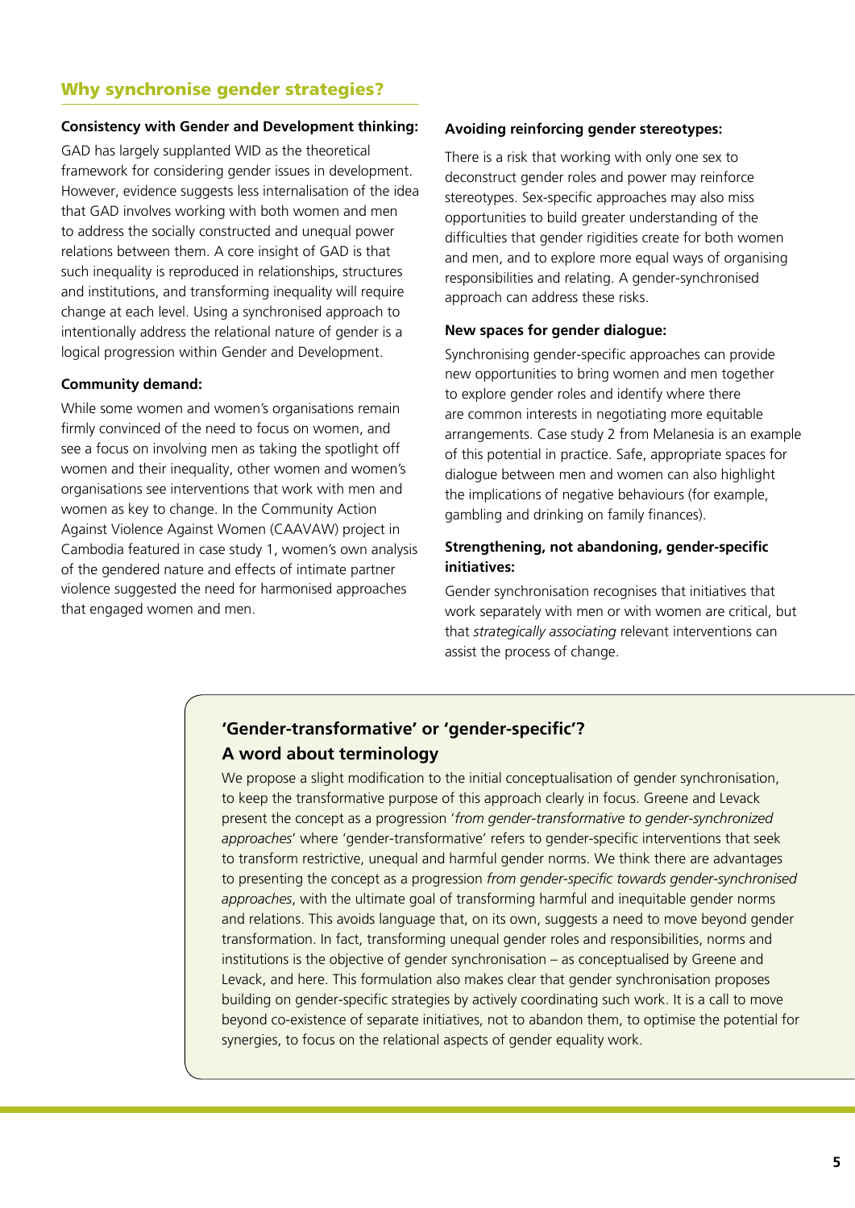## Why synchronise gender strategies?

**Consistency with Gender and Development thinking:**

GAD has largely supplanted WID as the theoretical framework for considering gender issues in development. However, evidence suggests less internalisation of the idea that GAD involves working with both women and men to address the socially constructed and unequal power relations between them. A core insight of GAD is that such inequality is reproduced in relationships, structures and institutions, and transforming inequality will require change at each level. Using a synchronised approach to intentionally address the relational nature of gender is a logical progression within Gender and Development.

**Community demand:**

While some women and women's organisations remain firmly convinced of the need to focus on women, and see a focus on involving men as taking the spotlight off women and their inequality, other women and women's organisations see interventions that work with men and women as key to change. In the Community Action Against Violence Against Women (CAAVAW) project in Cambodia featured in case study 1, women's own analysis of the gendered nature and effects of intimate partner violence suggested the need for harmonised approaches that engaged women and men.

**Avoiding reinforcing gender stereotypes:**

There is a risk that working with only one sex to deconstruct gender roles and power may reinforce stereotypes. Sex-specific approaches may also miss opportunities to build greater understanding of the difficulties that gender rigidities create for both women and men, and to explore more equal ways of organising responsibilities and relating. A gender-synchronised approach can address these risks.

**New spaces for gender dialogue:**

Synchronising gender-specific approaches can provide new opportunities to bring women and men together to explore gender roles and identify where there are common interests in negotiating more equitable arrangements. Case study 2 from Melanesia is an example of this potential in practice. Safe, appropriate spaces for dialogue between men and women can also highlight the implications of negative behaviours (for example, gambling and drinking on family finances).

**Strengthening, not abandoning, gender-specific initiatives:**

Gender synchronisation recognises that initiatives that work separately with men or with women are critical, but that *strategically associating* relevant interventions can assist the process of change.

### 'Gender-transformative' or 'gender-specific'? A word about terminology

We propose a slight modification to the initial conceptualisation of gender synchronisation, to keep the transformative purpose of this approach clearly in focus. Greene and Levack present the concept as a progression '*from gender-transformative to gender-synchronized approaches*' where 'gender-transformative' refers to gender-specific interventions that seek to transform restrictive, unequal and harmful gender norms. We think there are advantages to presenting the concept as a progression *from gender-specific towards gender-synchronised approaches*, with the ultimate goal of transforming harmful and inequitable gender norms and relations. This avoids language that, on its own, suggests a need to move beyond gender transformation. In fact, transforming unequal gender roles and responsibilities, norms and institutions is the objective of gender synchronisation – as conceptualised by Greene and Levack, and here. This formulation also makes clear that gender synchronisation proposes building on gender-specific strategies by actively coordinating such work. It is a call to move beyond co-existence of separate initiatives, not to abandon them, to optimise the potential for synergies, to focus on the relational aspects of gender equality work.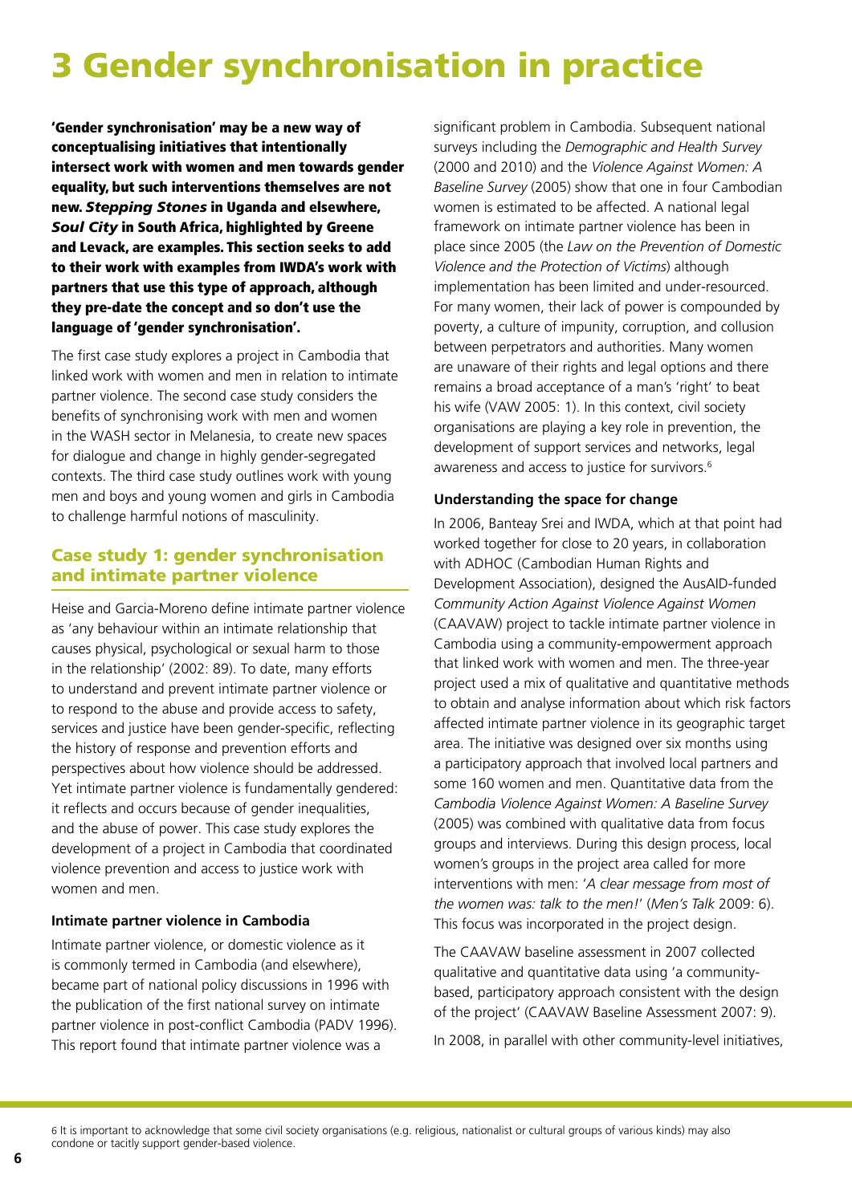# 3 Gender synchronisation in practice

**'Gender synchronisation' may be a new way of conceptualising initiatives that intentionally intersect work with women and men towards gender equality, but such interventions themselves are not new. *Stepping Stones* in Uganda and elsewhere, *Soul City* in South Africa, highlighted by Greene and Levack, are examples. This section seeks to add to their work with examples from IWDA's work with partners that use this type of approach, although they pre-date the concept and so don't use the language of 'gender synchronisation'.**

The first case study explores a project in Cambodia that linked work with women and men in relation to intimate partner violence. The second case study considers the benefits of synchronising work with men and women in the WASH sector in Melanesia, to create new spaces for dialogue and change in highly gender-segregated contexts. The third case study outlines work with young men and boys and young women and girls in Cambodia to challenge harmful notions of masculinity.

## Case study 1: gender synchronisation and intimate partner violence

Heise and Garcia-Moreno define intimate partner violence as 'any behaviour within an intimate relationship that causes physical, psychological or sexual harm to those in the relationship' (2002: 89). To date, many efforts to understand and prevent intimate partner violence or to respond to the abuse and provide access to safety, services and justice have been gender-specific, reflecting the history of response and prevention efforts and perspectives about how violence should be addressed. Yet intimate partner violence is fundamentally gendered: it reflects and occurs because of gender inequalities, and the abuse of power. This case study explores the development of a project in Cambodia that coordinated violence prevention and access to justice work with women and men.

### Intimate partner violence in Cambodia

Intimate partner violence, or domestic violence as it is commonly termed in Cambodia (and elsewhere), became part of national policy discussions in 1996 with the publication of the first national survey on intimate partner violence in post-conflict Cambodia (PADV 1996). This report found that intimate partner violence was a significant problem in Cambodia. Subsequent national surveys including the *Demographic and Health Survey* (2000 and 2010) and the *Violence Against Women: A Baseline Survey* (2005) show that one in four Cambodian women is estimated to be affected. A national legal framework on intimate partner violence has been in place since 2005 (the *Law on the Prevention of Domestic Violence and the Protection of Victims*) although implementation has been limited and under-resourced. For many women, their lack of power is compounded by poverty, a culture of impunity, corruption, and collusion between perpetrators and authorities. Many women are unaware of their rights and legal options and there remains a broad acceptance of a man's 'right' to beat his wife (VAW 2005: 1). In this context, civil society organisations are playing a key role in prevention, the development of support services and networks, legal awareness and access to justice for survivors.[6]

### Understanding the space for change

In 2006, Banteay Srei and IWDA, which at that point had worked together for close to 20 years, in collaboration with ADHOC (Cambodian Human Rights and Development Association), designed the AusAID-funded *Community Action Against Violence Against Women* (CAAVAW) project to tackle intimate partner violence in Cambodia using a community-empowerment approach that linked work with women and men. The three-year project used a mix of qualitative and quantitative methods to obtain and analyse information about which risk factors affected intimate partner violence in its geographic target area. The initiative was designed over six months using a participatory approach that involved local partners and some 160 women and men. Quantitative data from the *Cambodia Violence Against Women: A Baseline Survey* (2005) was combined with qualitative data from focus groups and interviews. During this design process, local women's groups in the project area called for more interventions with men: '*A clear message from most of the women was: talk to the men!*' (*Men's Talk* 2009: 6). This focus was incorporated in the project design.

The CAAVAW baseline assessment in 2007 collected qualitative and quantitative data using 'a community-based, participatory approach consistent with the design of the project' (CAAVAW Baseline Assessment 2007: 9).

In 2008, in parallel with other community-level initiatives,

6 It is important to acknowledge that some civil society organisations (e.g. religious, nationalist or cultural groups of various kinds) may also condone or tacitly support gender-based violence.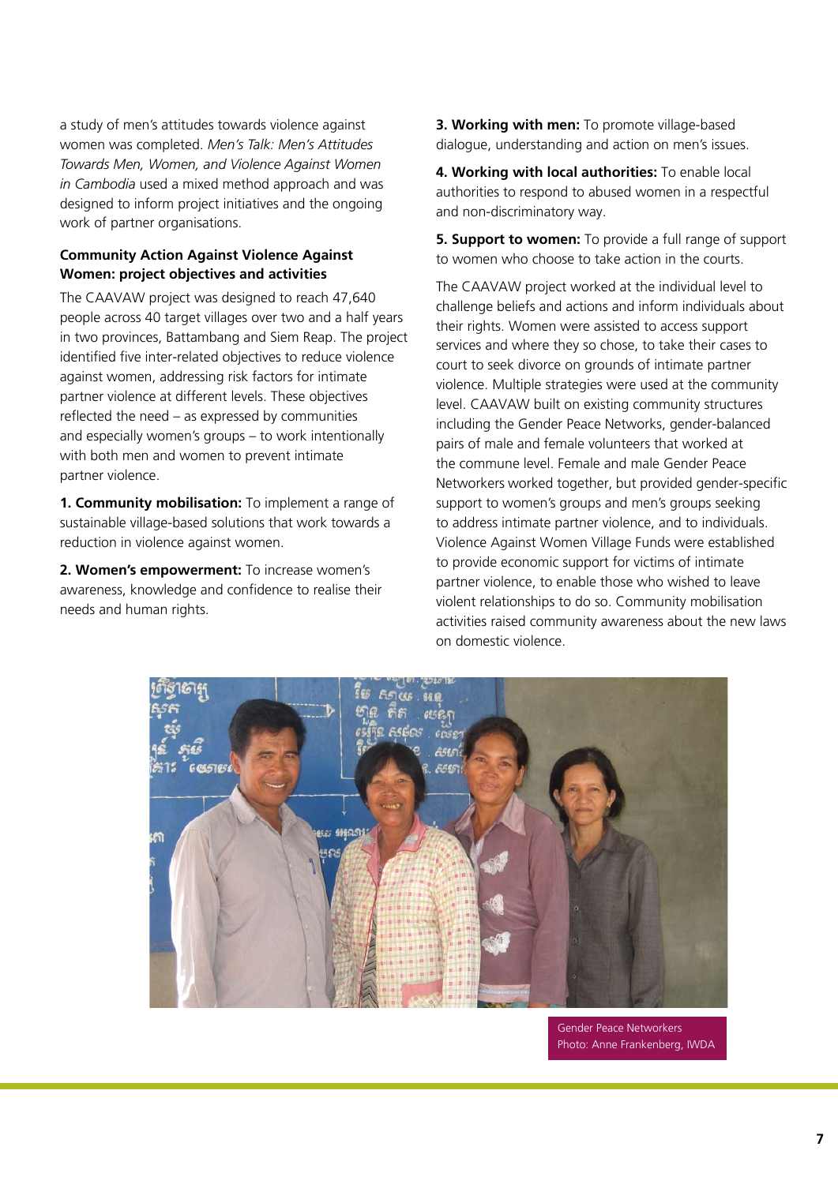a study of men's attitudes towards violence against women was completed. *Men's Talk: Men's Attitudes Towards Men, Women, and Violence Against Women in Cambodia* used a mixed method approach and was designed to inform project initiatives and the ongoing work of partner organisations.

**Community Action Against Violence Against Women: project objectives and activities**

The CAAVAW project was designed to reach 47,640 people across 40 target villages over two and a half years in two provinces, Battambang and Siem Reap. The project identified five inter-related objectives to reduce violence against women, addressing risk factors for intimate partner violence at different levels. These objectives reflected the need – as expressed by communities and especially women's groups – to work intentionally with both men and women to prevent intimate partner violence.

**1. Community mobilisation:** To implement a range of sustainable village-based solutions that work towards a reduction in violence against women.

**2. Women's empowerment:** To increase women's awareness, knowledge and confidence to realise their needs and human rights.

**3. Working with men:** To promote village-based dialogue, understanding and action on men's issues.

**4. Working with local authorities:** To enable local authorities to respond to abused women in a respectful and non-discriminatory way.

**5. Support to women:** To provide a full range of support to women who choose to take action in the courts.

The CAAVAW project worked at the individual level to challenge beliefs and actions and inform individuals about their rights. Women were assisted to access support services and where they so chose, to take their cases to court to seek divorce on grounds of intimate partner violence. Multiple strategies were used at the community level. CAAVAW built on existing community structures including the Gender Peace Networks, gender-balanced pairs of male and female volunteers that worked at the commune level. Female and male Gender Peace Networkers worked together, but provided gender-specific support to women's groups and men's groups seeking to address intimate partner violence, and to individuals. Violence Against Women Village Funds were established to provide economic support for victims of intimate partner violence, to enable those who wished to leave violent relationships to do so. Community mobilisation activities raised community awareness about the new laws on domestic violence.

Gender Peace Networkers
Photo: Anne Frankenberg, IWDA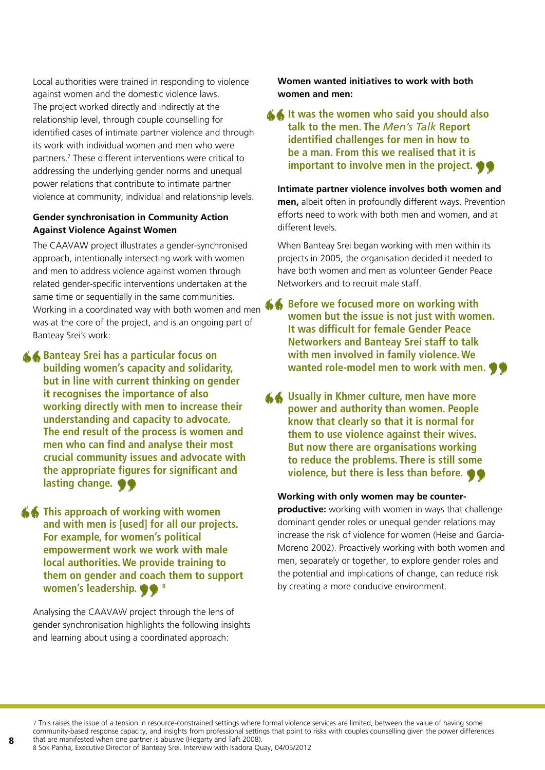Local authorities were trained in responding to violence against women and the domestic violence laws. The project worked directly and indirectly at the relationship level, through couple counselling for identified cases of intimate partner violence and through its work with individual women and men who were partners.[7] These different interventions were critical to addressing the underlying gender norms and unequal power relations that contribute to intimate partner violence at community, individual and relationship levels.

### Gender synchronisation in Community Action Against Violence Against Women

The CAAVAW project illustrates a gender-synchronised approach, intentionally intersecting work with women and men to address violence against women through related gender-specific interventions undertaken at the same time or sequentially in the same communities. Working in a coordinated way with both women and men was at the core of the project, and is an ongoing part of Banteay Srei's work:

> **Banteay Srei has a particular focus on building women's capacity and solidarity, but in line with current thinking on gender it recognises the importance of also working directly with men to increase their understanding and capacity to advocate. The end result of the process is women and men who can find and analyse their most crucial community issues and advocate with the appropriate figures for significant and lasting change.**

> **This approach of working with women and with men is [used] for all our projects. For example, for women's political empowerment work we work with male local authorities. We provide training to them on gender and coach them to support women's leadership.** [8]

Analysing the CAAVAW project through the lens of gender synchronisation highlights the following insights and learning about using a coordinated approach:

**Women wanted initiatives to work with both women and men:**

> **It was the women who said you should also talk to the men. The *Men's Talk* Report identified challenges for men in how to be a man. From this we realised that it is important to involve men in the project.**

**Intimate partner violence involves both women and men,** albeit often in profoundly different ways. Prevention efforts need to work with both men and women, and at different levels.

When Banteay Srei began working with men within its projects in 2005, the organisation decided it needed to have both women and men as volunteer Gender Peace Networkers and to recruit male staff.

> **Before we focused more on working with women but the issue is not just with women. It was difficult for female Gender Peace Networkers and Banteay Srei staff to talk with men involved in family violence. We wanted role-model men to work with men.**

> **Usually in Khmer culture, men have more power and authority than women. People know that clearly so that it is normal for them to use violence against their wives. But now there are organisations working to reduce the problems. There is still some violence, but there is less than before.**

**Working with only women may be counter-productive:** working with women in ways that challenge dominant gender roles or unequal gender relations may increase the risk of violence for women (Heise and Garcia-Moreno 2002). Proactively working with both women and men, separately or together, to explore gender roles and the potential and implications of change, can reduce risk by creating a more conducive environment.

---

7 This raises the issue of a tension in resource-constrained settings where formal violence services are limited, between the value of having some community-based response capacity, and insights from professional settings that point to risks with couples counselling given the power differences that are manifested when one partner is abusive (Hegarty and Taft 2008).

8 Sok Panha, Executive Director of Banteay Srei. Interview with Isadora Quay, 04/05/2012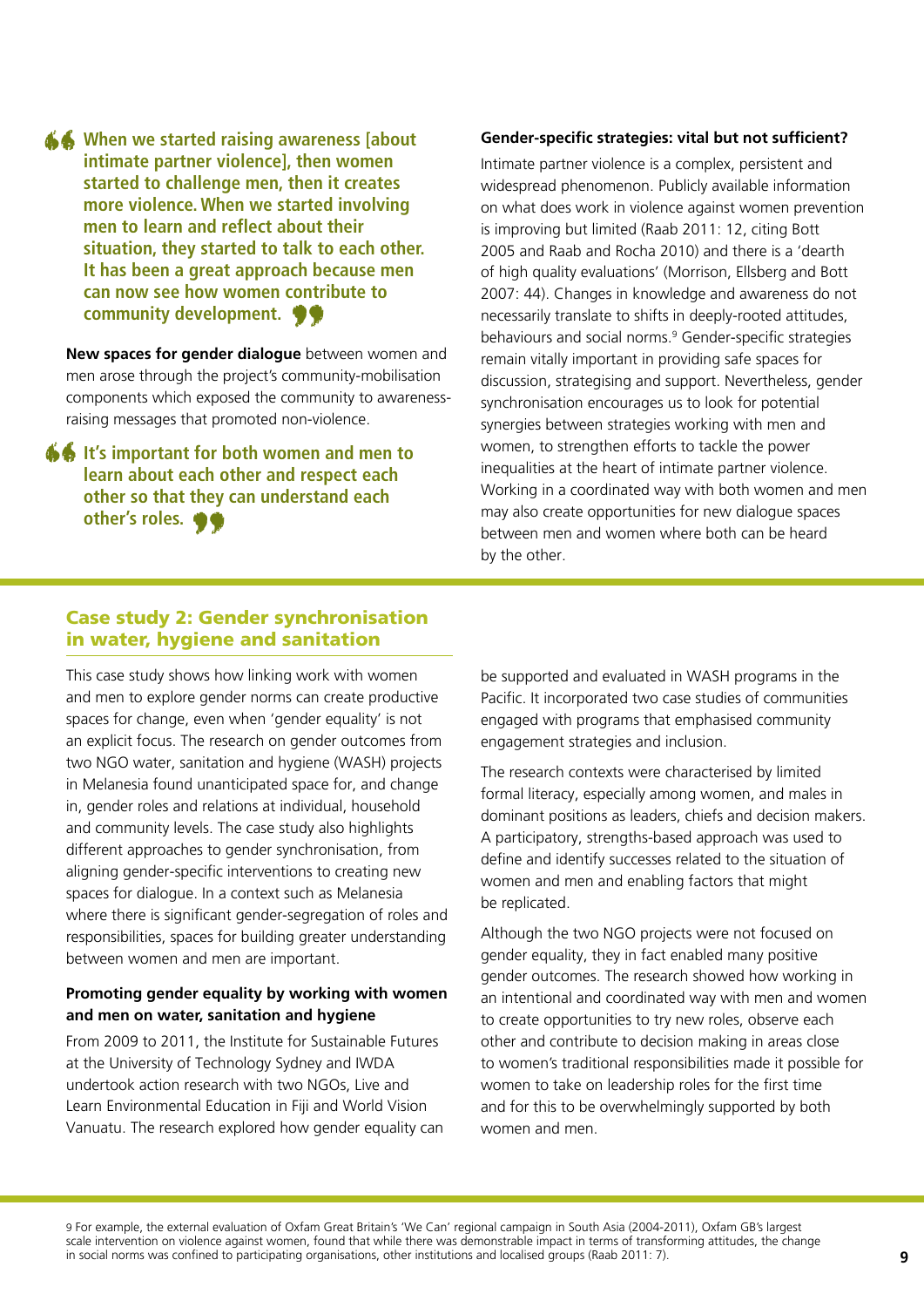> **When we started raising awareness [about intimate partner violence], then women started to challenge men, then it creates more violence. When we started involving men to learn and reflect about their situation, they started to talk to each other. It has been a great approach because men can now see how women contribute to community development.**

**New spaces for gender dialogue** between women and men arose through the project's community-mobilisation components which exposed the community to awareness-raising messages that promoted non-violence.

> **It's important for both women and men to learn about each other and respect each other so that they can understand each other's roles.**

**Gender-specific strategies: vital but not sufficient?**

Intimate partner violence is a complex, persistent and widespread phenomenon. Publicly available information on what does work in violence against women prevention is improving but limited (Raab 2011: 12, citing Bott 2005 and Raab and Rocha 2010) and there is a 'dearth of high quality evaluations' (Morrison, Ellsberg and Bott 2007: 44). Changes in knowledge and awareness do not necessarily translate to shifts in deeply-rooted attitudes, behaviours and social norms.[9] Gender-specific strategies remain vitally important in providing safe spaces for discussion, strategising and support. Nevertheless, gender synchronisation encourages us to look for potential synergies between strategies working with men and women, to strengthen efforts to tackle the power inequalities at the heart of intimate partner violence. Working in a coordinated way with both women and men may also create opportunities for new dialogue spaces between men and women where both can be heard by the other.

## Case study 2: Gender synchronisation in water, hygiene and sanitation

This case study shows how linking work with women and men to explore gender norms can create productive spaces for change, even when 'gender equality' is not an explicit focus. The research on gender outcomes from two NGO water, sanitation and hygiene (WASH) projects in Melanesia found unanticipated space for, and change in, gender roles and relations at individual, household and community levels. The case study also highlights different approaches to gender synchronisation, from aligning gender-specific interventions to creating new spaces for dialogue. In a context such as Melanesia where there is significant gender-segregation of roles and responsibilities, spaces for building greater understanding between women and men are important.

**Promoting gender equality by working with women and men on water, sanitation and hygiene**

From 2009 to 2011, the Institute for Sustainable Futures at the University of Technology Sydney and IWDA undertook action research with two NGOs, Live and Learn Environmental Education in Fiji and World Vision Vanuatu. The research explored how gender equality can be supported and evaluated in WASH programs in the Pacific. It incorporated two case studies of communities engaged with programs that emphasised community engagement strategies and inclusion.

The research contexts were characterised by limited formal literacy, especially among women, and males in dominant positions as leaders, chiefs and decision makers. A participatory, strengths-based approach was used to define and identify successes related to the situation of women and men and enabling factors that might be replicated.

Although the two NGO projects were not focused on gender equality, they in fact enabled many positive gender outcomes. The research showed how working in an intentional and coordinated way with men and women to create opportunities to try new roles, observe each other and contribute to decision making in areas close to women's traditional responsibilities made it possible for women to take on leadership roles for the first time and for this to be overwhelmingly supported by both women and men.

---

9 For example, the external evaluation of Oxfam Great Britain's 'We Can' regional campaign in South Asia (2004-2011), Oxfam GB's largest scale intervention on violence against women, found that while there was demonstrable impact in terms of transforming attitudes, the change in social norms was confined to participating organisations, other institutions and localised groups (Raab 2011: 7).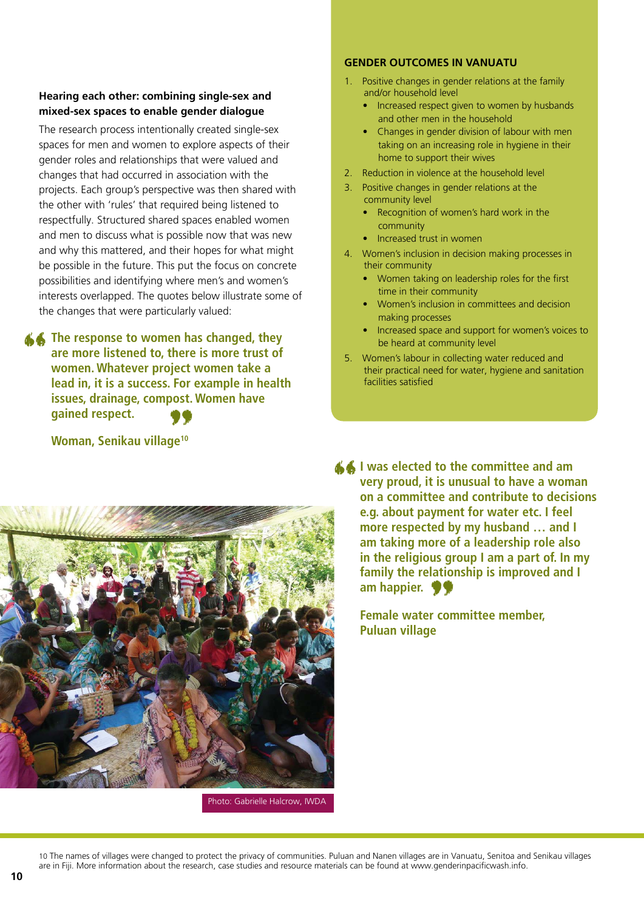### Hearing each other: combining single-sex and mixed-sex spaces to enable gender dialogue

The research process intentionally created single-sex spaces for men and women to explore aspects of their gender roles and relationships that were valued and changes that had occurred in association with the projects. Each group's perspective was then shared with the other with 'rules' that required being listened to respectfully. Structured shared spaces enabled women and men to discuss what is possible now that was new and why this mattered, and their hopes for what might be possible in the future. This put the focus on concrete possibilities and identifying where men's and women's interests overlapped. The quotes below illustrate some of the changes that were particularly valued:

> **The response to women has changed, they are more listened to, there is more trust of women. Whatever project women take a lead in, it is a success. For example in health issues, drainage, compost. Women have gained respect.**
>
> **Woman, Senikau village[10]**

Photo: Gabrielle Halcrow, IWDA

### GENDER OUTCOMES IN VANUATU

1. Positive changes in gender relations at the family and/or household level
   - Increased respect given to women by husbands and other men in the household
   - Changes in gender division of labour with men taking on an increasing role in hygiene in their home to support their wives
2. Reduction in violence at the household level
3. Positive changes in gender relations at the community level
   - Recognition of women's hard work in the community
   - Increased trust in women
4. Women's inclusion in decision making processes in their community
   - Women taking on leadership roles for the first time in their community
   - Women's inclusion in committees and decision making processes
   - Increased space and support for women's voices to be heard at community level
5. Women's labour in collecting water reduced and their practical need for water, hygiene and sanitation facilities satisfied

> **I was elected to the committee and am very proud, it is unusual to have a woman on a committee and contribute to decisions e.g. about payment for water etc. I feel more respected by my husband … and I am taking more of a leadership role also in the religious group I am a part of. In my family the relationship is improved and I am happier.**
>
> **Female water committee member, Puluan village**

10 The names of villages were changed to protect the privacy of communities. Puluan and Nanen villages are in Vanuatu, Senitoa and Senikau villages are in Fiji. More information about the research, case studies and resource materials can be found at www.genderinpacificwash.info.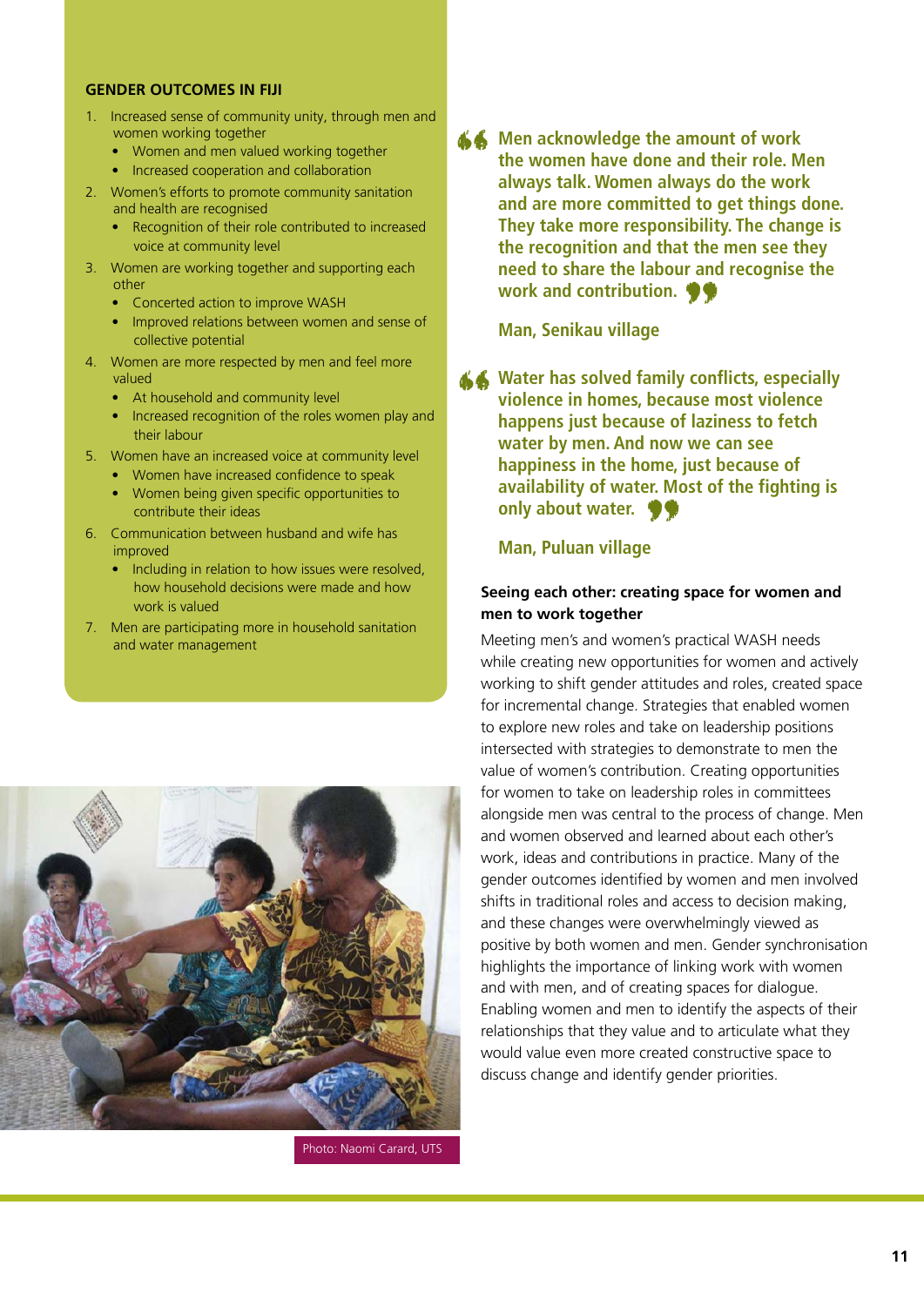### GENDER OUTCOMES IN FIJI

1. Increased sense of community unity, through men and women working together
   - Women and men valued working together
   - Increased cooperation and collaboration
2. Women's efforts to promote community sanitation and health are recognised
   - Recognition of their role contributed to increased voice at community level
3. Women are working together and supporting each other
   - Concerted action to improve WASH
   - Improved relations between women and sense of collective potential
4. Women are more respected by men and feel more valued
   - At household and community level
   - Increased recognition of the roles women play and their labour
5. Women have an increased voice at community level
   - Women have increased confidence to speak
   - Women being given specific opportunities to contribute their ideas
6. Communication between husband and wife has improved
   - Including in relation to how issues were resolved, how household decisions were made and how work is valued
7. Men are participating more in household sanitation and water management

Photo: Naomi Carard, UTS

> **Men acknowledge the amount of work the women have done and their role. Men always talk. Women always do the work and are more committed to get things done. They take more responsibility. The change is the recognition and that the men see they need to share the labour and recognise the work and contribution.**
>
> **Man, Senikau village**

> **Water has solved family conflicts, especially violence in homes, because most violence happens just because of laziness to fetch water by men. And now we can see happiness in the home, just because of availability of water. Most of the fighting is only about water.**
>
> **Man, Puluan village**

**Seeing each other: creating space for women and men to work together**

Meeting men's and women's practical WASH needs while creating new opportunities for women and actively working to shift gender attitudes and roles, created space for incremental change. Strategies that enabled women to explore new roles and take on leadership positions intersected with strategies to demonstrate to men the value of women's contribution. Creating opportunities for women to take on leadership roles in committees alongside men was central to the process of change. Men and women observed and learned about each other's work, ideas and contributions in practice. Many of the gender outcomes identified by women and men involved shifts in traditional roles and access to decision making, and these changes were overwhelmingly viewed as positive by both women and men. Gender synchronisation highlights the importance of linking work with women and with men, and of creating spaces for dialogue. Enabling women and men to identify the aspects of their relationships that they value and to articulate what they would value even more created constructive space to discuss change and identify gender priorities.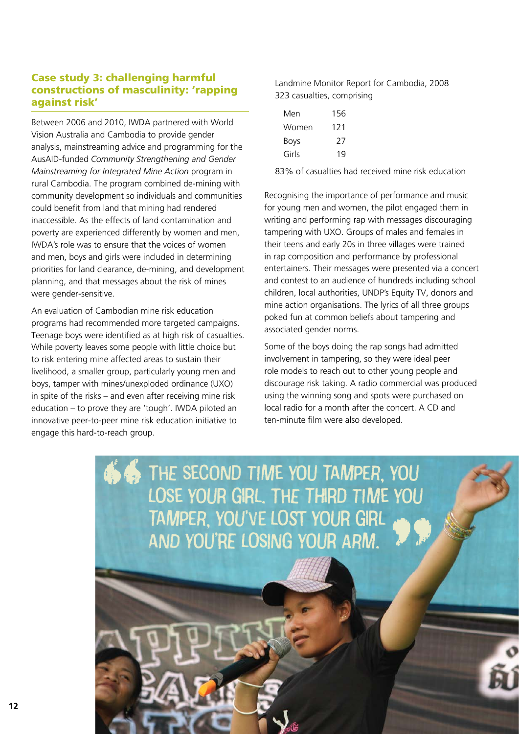## Case study 3: challenging harmful constructions of masculinity: 'rapping against risk'

Between 2006 and 2010, IWDA partnered with World Vision Australia and Cambodia to provide gender analysis, mainstreaming advice and programming for the AusAID-funded *Community Strengthening and Gender Mainstreaming for Integrated Mine Action* program in rural Cambodia. The program combined de-mining with community development so individuals and communities could benefit from land that mining had rendered inaccessible. As the effects of land contamination and poverty are experienced differently by women and men, IWDA's role was to ensure that the voices of women and men, boys and girls were included in determining priorities for land clearance, de-mining, and development planning, and that messages about the risk of mines were gender-sensitive.

An evaluation of Cambodian mine risk education programs had recommended more targeted campaigns. Teenage boys were identified as at high risk of casualties. While poverty leaves some people with little choice but to risk entering mine affected areas to sustain their livelihood, a smaller group, particularly young men and boys, tamper with mines/unexploded ordinance (UXO) in spite of the risks – and even after receiving mine risk education – to prove they are 'tough'. IWDA piloted an innovative peer-to-peer mine risk education initiative to engage this hard-to-reach group.

Landmine Monitor Report for Cambodia, 2008
323 casualties, comprising

| | |
|---|---|
| Men | 156 |
| Women | 121 |
| Boys | 27 |
| Girls | 19 |

83% of casualties had received mine risk education

Recognising the importance of performance and music for young men and women, the pilot engaged them in writing and performing rap with messages discouraging tampering with UXO. Groups of males and females in their teens and early 20s in three villages were trained in rap composition and performance by professional entertainers. Their messages were presented via a concert and contest to an audience of hundreds including school children, local authorities, UNDP's Equity TV, donors and mine action organisations. The lyrics of all three groups poked fun at common beliefs about tampering and associated gender norms.

Some of the boys doing the rap songs had admitted involvement in tampering, so they were ideal peer role models to reach out to other young people and discourage risk taking. A radio commercial was produced using the winning song and spots were purchased on local radio for a month after the concert. A CD and ten-minute film were also developed.

"The second time you tamper, you lose your girl. The third time you tamper, you've lost your girl and you're losing your arm."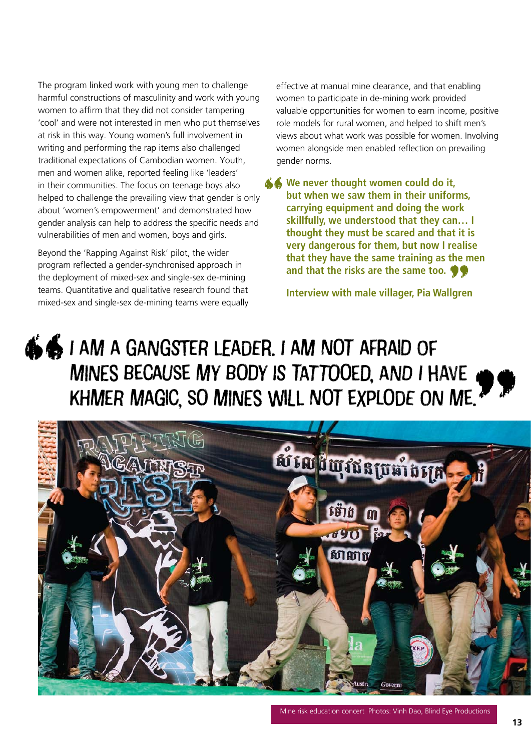The program linked work with young men to challenge harmful constructions of masculinity and work with young women to affirm that they did not consider tampering 'cool' and were not interested in men who put themselves at risk in this way. Young women's full involvement in writing and performing the rap items also challenged traditional expectations of Cambodian women. Youth, men and women alike, reported feeling like 'leaders' in their communities. The focus on teenage boys also helped to challenge the prevailing view that gender is only about 'women's empowerment' and demonstrated how gender analysis can help to address the specific needs and vulnerabilities of men and women, boys and girls.

Beyond the 'Rapping Against Risk' pilot, the wider program reflected a gender-synchronised approach in the deployment of mixed-sex and single-sex de-mining teams. Quantitative and qualitative research found that mixed-sex and single-sex de-mining teams were equally effective at manual mine clearance, and that enabling women to participate in de-mining work provided valuable opportunities for women to earn income, positive role models for rural women, and helped to shift men's views about what work was possible for women. Involving women alongside men enabled reflection on prevailing gender norms.

> **We never thought women could do it, but when we saw them in their uniforms, carrying equipment and doing the work skillfully, we understood that they can… I thought they must be scared and that it is very dangerous for them, but now I realise that they have the same training as the men and that the risks are the same too.**
>
> **Interview with male villager, Pia Wallgren**

> I AM A GANGSTER LEADER. I AM NOT AFRAID OF MINES BECAUSE MY BODY IS TATTOOED, AND I HAVE KHMER MAGIC, SO MINES WILL NOT EXPLODE ON ME.

Mine risk education concert Photos: Vinh Dao, Blind Eye Productions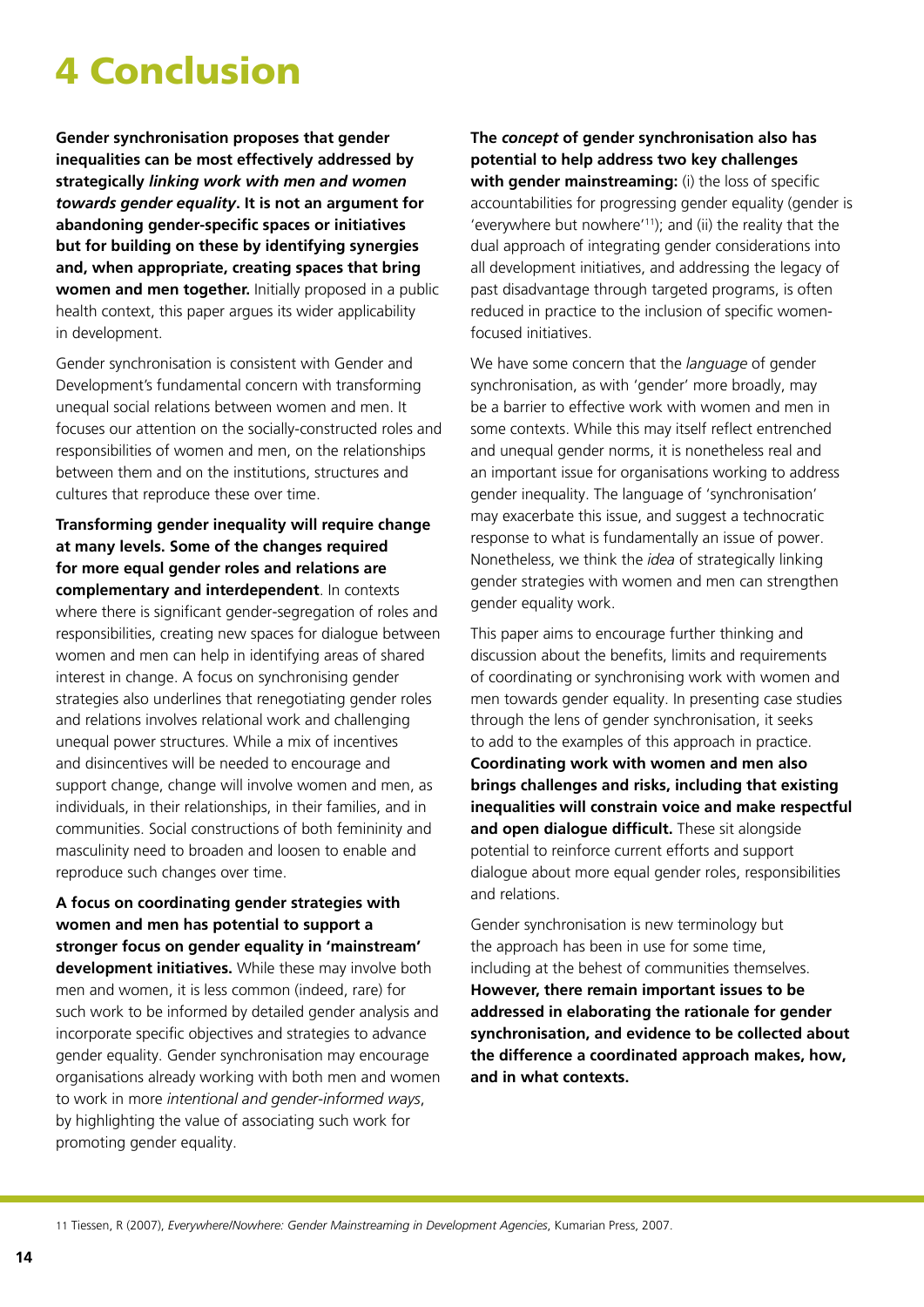# 4 Conclusion

**Gender synchronisation proposes that gender inequalities can be most effectively addressed by strategically *linking work with men and women towards gender equality*. It is not an argument for abandoning gender-specific spaces or initiatives but for building on these by identifying synergies and, when appropriate, creating spaces that bring women and men together.** Initially proposed in a public health context, this paper argues its wider applicability in development.

Gender synchronisation is consistent with Gender and Development's fundamental concern with transforming unequal social relations between women and men. It focuses our attention on the socially-constructed roles and responsibilities of women and men, on the relationships between them and on the institutions, structures and cultures that reproduce these over time.

**Transforming gender inequality will require change at many levels. Some of the changes required for more equal gender roles and relations are complementary and interdependent**. In contexts where there is significant gender-segregation of roles and responsibilities, creating new spaces for dialogue between women and men can help in identifying areas of shared interest in change. A focus on synchronising gender strategies also underlines that renegotiating gender roles and relations involves relational work and challenging unequal power structures. While a mix of incentives and disincentives will be needed to encourage and support change, change will involve women and men, as individuals, in their relationships, in their families, and in communities. Social constructions of both femininity and masculinity need to broaden and loosen to enable and reproduce such changes over time.

**A focus on coordinating gender strategies with women and men has potential to support a stronger focus on gender equality in 'mainstream' development initiatives.** While these may involve both men and women, it is less common (indeed, rare) for such work to be informed by detailed gender analysis and incorporate specific objectives and strategies to advance gender equality. Gender synchronisation may encourage organisations already working with both men and women to work in more *intentional and gender-informed ways*, by highlighting the value of associating such work for promoting gender equality.

**The *concept* of gender synchronisation also has potential to help address two key challenges with gender mainstreaming:** (i) the loss of specific accountabilities for progressing gender equality (gender is 'everywhere but nowhere'[11]); and (ii) the reality that the dual approach of integrating gender considerations into all development initiatives, and addressing the legacy of past disadvantage through targeted programs, is often reduced in practice to the inclusion of specific women-focused initiatives.

We have some concern that the *language* of gender synchronisation, as with 'gender' more broadly, may be a barrier to effective work with women and men in some contexts. While this may itself reflect entrenched and unequal gender norms, it is nonetheless real and an important issue for organisations working to address gender inequality. The language of 'synchronisation' may exacerbate this issue, and suggest a technocratic response to what is fundamentally an issue of power. Nonetheless, we think the *idea* of strategically linking gender strategies with women and men can strengthen gender equality work.

This paper aims to encourage further thinking and discussion about the benefits, limits and requirements of coordinating or synchronising work with women and men towards gender equality. In presenting case studies through the lens of gender synchronisation, it seeks to add to the examples of this approach in practice. **Coordinating work with women and men also brings challenges and risks, including that existing inequalities will constrain voice and make respectful and open dialogue difficult.** These sit alongside potential to reinforce current efforts and support dialogue about more equal gender roles, responsibilities and relations.

Gender synchronisation is new terminology but the approach has been in use for some time, including at the behest of communities themselves. **However, there remain important issues to be addressed in elaborating the rationale for gender synchronisation, and evidence to be collected about the difference a coordinated approach makes, how, and in what contexts.**

11 Tiessen, R (2007), *Everywhere/Nowhere: Gender Mainstreaming in Development Agencies*, Kumarian Press, 2007.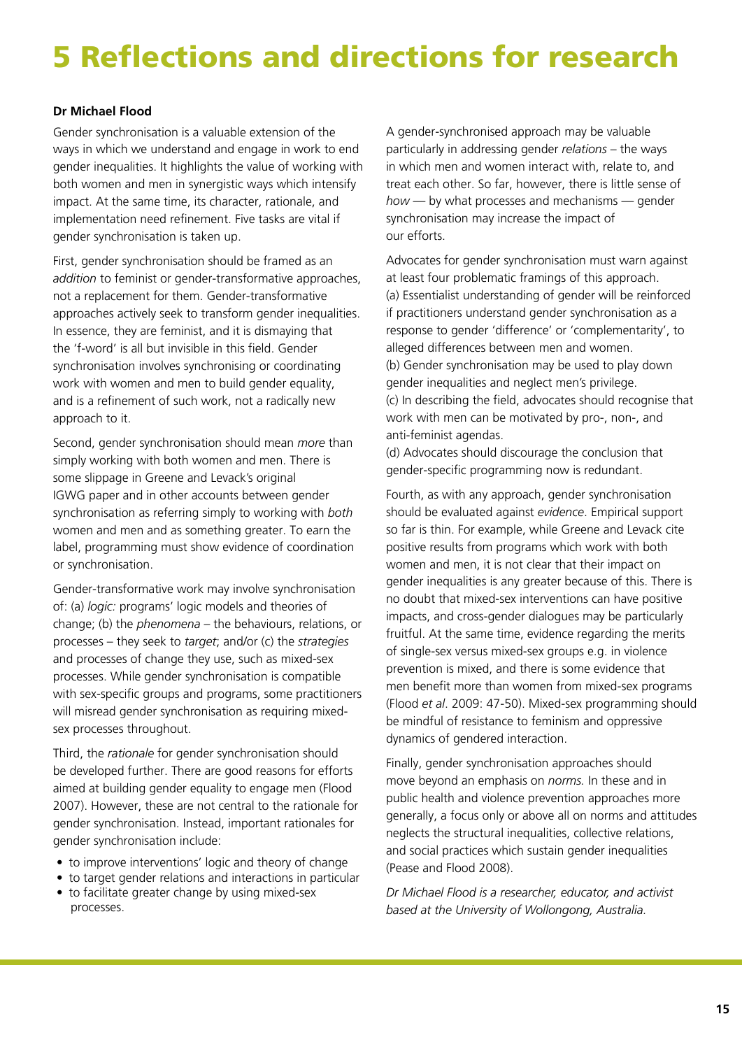# 5 Reflections and directions for research

**Dr Michael Flood**

Gender synchronisation is a valuable extension of the ways in which we understand and engage in work to end gender inequalities. It highlights the value of working with both women and men in synergistic ways which intensify impact. At the same time, its character, rationale, and implementation need refinement. Five tasks are vital if gender synchronisation is taken up.

First, gender synchronisation should be framed as an *addition* to feminist or gender-transformative approaches, not a replacement for them. Gender-transformative approaches actively seek to transform gender inequalities. In essence, they are feminist, and it is dismaying that the 'f-word' is all but invisible in this field. Gender synchronisation involves synchronising or coordinating work with women and men to build gender equality, and is a refinement of such work, not a radically new approach to it.

Second, gender synchronisation should mean *more* than simply working with both women and men. There is some slippage in Greene and Levack's original IGWG paper and in other accounts between gender synchronisation as referring simply to working with *both* women and men and as something greater. To earn the label, programming must show evidence of coordination or synchronisation.

Gender-transformative work may involve synchronisation of: (a) *logic:* programs' logic models and theories of change; (b) the *phenomena* – the behaviours, relations, or processes – they seek to *target*; and/or (c) the *strategies* and processes of change they use, such as mixed-sex processes. While gender synchronisation is compatible with sex-specific groups and programs, some practitioners will misread gender synchronisation as requiring mixed-sex processes throughout.

Third, the *rationale* for gender synchronisation should be developed further. There are good reasons for efforts aimed at building gender equality to engage men (Flood 2007). However, these are not central to the rationale for gender synchronisation. Instead, important rationales for gender synchronisation include:

- to improve interventions' logic and theory of change
- to target gender relations and interactions in particular
- to facilitate greater change by using mixed-sex processes.

A gender-synchronised approach may be valuable particularly in addressing gender *relations* – the ways in which men and women interact with, relate to, and treat each other. So far, however, there is little sense of *how* — by what processes and mechanisms — gender synchronisation may increase the impact of our efforts.

Advocates for gender synchronisation must warn against at least four problematic framings of this approach.
(a) Essentialist understanding of gender will be reinforced if practitioners understand gender synchronisation as a response to gender 'difference' or 'complementarity', to alleged differences between men and women.
(b) Gender synchronisation may be used to play down gender inequalities and neglect men's privilege.
(c) In describing the field, advocates should recognise that work with men can be motivated by pro-, non-, and anti-feminist agendas.
(d) Advocates should discourage the conclusion that gender-specific programming now is redundant.

Fourth, as with any approach, gender synchronisation should be evaluated against *evidence*. Empirical support so far is thin. For example, while Greene and Levack cite positive results from programs which work with both women and men, it is not clear that their impact on gender inequalities is any greater because of this. There is no doubt that mixed-sex interventions can have positive impacts, and cross-gender dialogues may be particularly fruitful. At the same time, evidence regarding the merits of single-sex versus mixed-sex groups e.g. in violence prevention is mixed, and there is some evidence that men benefit more than women from mixed-sex programs (Flood *et al*. 2009: 47-50). Mixed-sex programming should be mindful of resistance to feminism and oppressive dynamics of gendered interaction.

Finally, gender synchronisation approaches should move beyond an emphasis on *norms.* In these and in public health and violence prevention approaches more generally, a focus only or above all on norms and attitudes neglects the structural inequalities, collective relations, and social practices which sustain gender inequalities (Pease and Flood 2008).

*Dr Michael Flood is a researcher, educator, and activist based at the University of Wollongong, Australia.*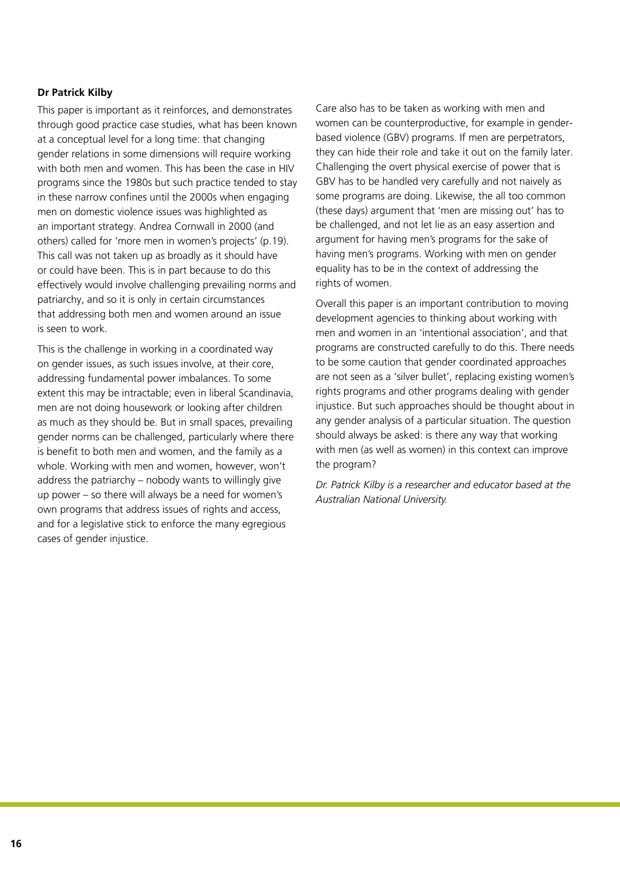**Dr Patrick Kilby**

This paper is important as it reinforces, and demonstrates through good practice case studies, what has been known at a conceptual level for a long time: that changing gender relations in some dimensions will require working with both men and women. This has been the case in HIV programs since the 1980s but such practice tended to stay in these narrow confines until the 2000s when engaging men on domestic violence issues was highlighted as an important strategy. Andrea Cornwall in 2000 (and others) called for 'more men in women's projects' (p.19). This call was not taken up as broadly as it should have or could have been. This is in part because to do this effectively would involve challenging prevailing norms and patriarchy, and so it is only in certain circumstances that addressing both men and women around an issue is seen to work.

This is the challenge in working in a coordinated way on gender issues, as such issues involve, at their core, addressing fundamental power imbalances. To some extent this may be intractable; even in liberal Scandinavia, men are not doing housework or looking after children as much as they should be. But in small spaces, prevailing gender norms can be challenged, particularly where there is benefit to both men and women, and the family as a whole. Working with men and women, however, won't address the patriarchy – nobody wants to willingly give up power – so there will always be a need for women's own programs that address issues of rights and access, and for a legislative stick to enforce the many egregious cases of gender injustice.

Care also has to be taken as working with men and women can be counterproductive, for example in gender-based violence (GBV) programs. If men are perpetrators, they can hide their role and take it out on the family later. Challenging the overt physical exercise of power that is GBV has to be handled very carefully and not naively as some programs are doing. Likewise, the all too common (these days) argument that 'men are missing out' has to be challenged, and not let lie as an easy assertion and argument for having men's programs for the sake of having men's programs. Working with men on gender equality has to be in the context of addressing the rights of women.

Overall this paper is an important contribution to moving development agencies to thinking about working with men and women in an 'intentional association', and that programs are constructed carefully to do this. There needs to be some caution that gender coordinated approaches are not seen as a 'silver bullet', replacing existing women's rights programs and other programs dealing with gender injustice. But such approaches should be thought about in any gender analysis of a particular situation. The question should always be asked: is there any way that working with men (as well as women) in this context can improve the program?

*Dr. Patrick Kilby is a researcher and educator based at the Australian National University.*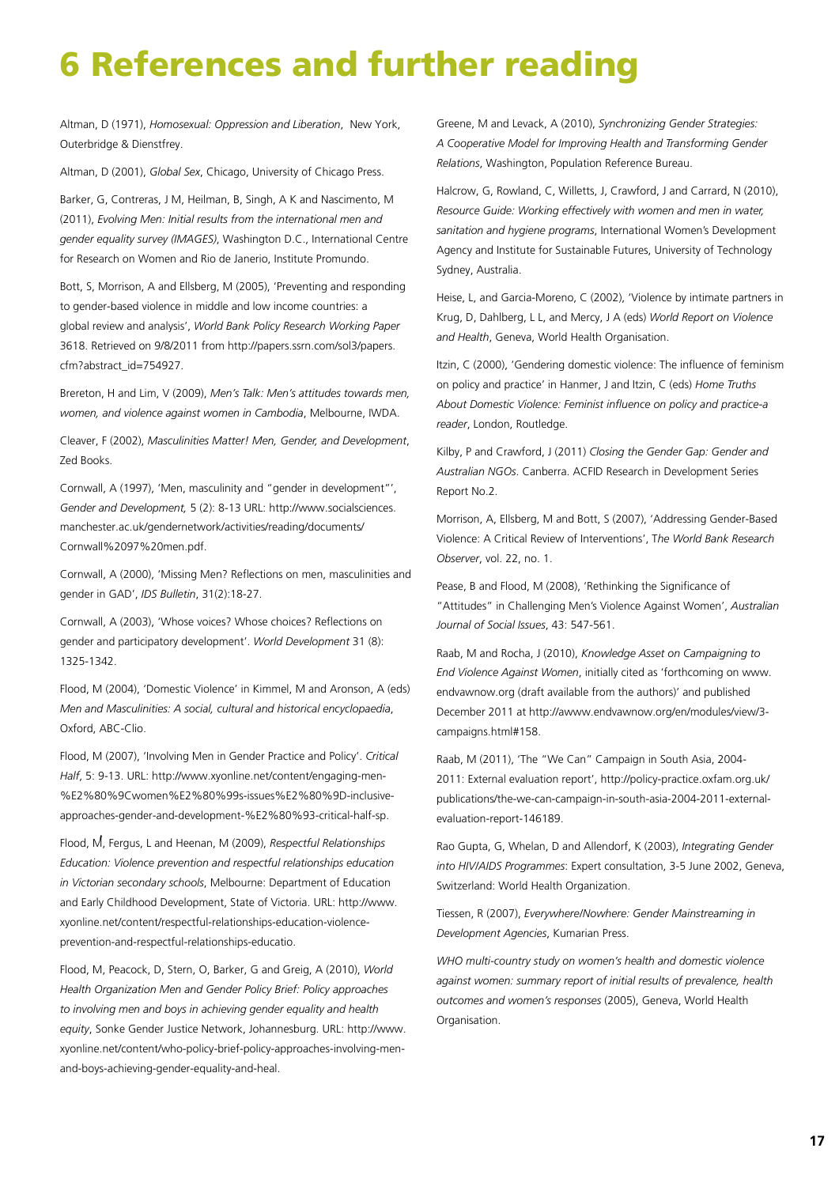# 6 References and further reading

Altman, D (1971), *Homosexual: Oppression and Liberation*, New York, Outerbridge & Dienstfrey.

Altman, D (2001), *Global Sex*, Chicago, University of Chicago Press.

Barker, G, Contreras, J M, Heilman, B, Singh, A K and Nascimento, M (2011), *Evolving Men: Initial results from the international men and gender equality survey (IMAGES)*, Washington D.C., International Centre for Research on Women and Rio de Janerio, Institute Promundo.

Bott, S, Morrison, A and Ellsberg, M (2005), 'Preventing and responding to gender-based violence in middle and low income countries: a global review and analysis', *World Bank Policy Research Working Paper* 3618. Retrieved on 9/8/2011 from http://papers.ssrn.com/sol3/papers.cfm?abstract_id=754927.

Brereton, H and Lim, V (2009), *Men's Talk: Men's attitudes towards men, women, and violence against women in Cambodia*, Melbourne, IWDA.

Cleaver, F (2002), *Masculinities Matter! Men, Gender, and Development*, Zed Books.

Cornwall, A (1997), 'Men, masculinity and "gender in development"', *Gender and Development,* 5 (2): 8-13 URL: http://www.socialsciences.manchester.ac.uk/gendernetwork/activities/reading/documents/Cornwall%2097%20men.pdf.

Cornwall, A (2000), 'Missing Men? Reflections on men, masculinities and gender in GAD', *IDS Bulletin*, 31(2):18-27.

Cornwall, A (2003), 'Whose voices? Whose choices? Reflections on gender and participatory development'. *World Development* 31 (8): 1325-1342.

Flood, M (2004), 'Domestic Violence' in Kimmel, M and Aronson, A (eds) *Men and Masculinities: A social, cultural and historical encyclopaedia*, Oxford, ABC-Clio.

Flood, M (2007), 'Involving Men in Gender Practice and Policy'. *Critical Half*, 5: 9-13. URL: http://www.xyonline.net/content/engaging-men-%E2%80%9Cwomen%E2%80%99s-issues%E2%80%9D-inclusive-approaches-gender-and-development-%E2%80%93-critical-half-sp.

Flood, M, Fergus, L and Heenan, M (2009), *Respectful Relationships Education: Violence prevention and respectful relationships education in Victorian secondary schools*, Melbourne: Department of Education and Early Childhood Development, State of Victoria. URL: http://www.xyonline.net/content/respectful-relationships-education-violence-prevention-and-respectful-relationships-educatio.

Flood, M, Peacock, D, Stern, O, Barker, G and Greig, A (2010), *World Health Organization Men and Gender Policy Brief: Policy approaches to involving men and boys in achieving gender equality and health equity*, Sonke Gender Justice Network, Johannesburg. URL: http://www.xyonline.net/content/who-policy-brief-policy-approaches-involving-men-and-boys-achieving-gender-equality-and-heal.

Greene, M and Levack, A (2010), *Synchronizing Gender Strategies: A Cooperative Model for Improving Health and Transforming Gender Relations*, Washington, Population Reference Bureau.

Halcrow, G, Rowland, C, Willetts, J, Crawford, J and Carrard, N (2010), *Resource Guide: Working effectively with women and men in water, sanitation and hygiene programs*, International Women's Development Agency and Institute for Sustainable Futures, University of Technology Sydney, Australia.

Heise, L, and Garcia-Moreno, C (2002), 'Violence by intimate partners in Krug, D, Dahlberg, L L, and Mercy, J A (eds) *World Report on Violence and Health*, Geneva, World Health Organisation.

Itzin, C (2000), 'Gendering domestic violence: The influence of feminism on policy and practice' in Hanmer, J and Itzin, C (eds) *Home Truths About Domestic Violence: Feminist influence on policy and practice-a reader*, London, Routledge.

Kilby, P and Crawford, J (2011) *Closing the Gender Gap: Gender and Australian NGOs*. Canberra. ACFID Research in Development Series Report No.2.

Morrison, A, Ellsberg, M and Bott, S (2007), 'Addressing Gender-Based Violence: A Critical Review of Interventions', T*he World Bank Research Observer*, vol. 22, no. 1.

Pease, B and Flood, M (2008), 'Rethinking the Significance of "Attitudes" in Challenging Men's Violence Against Women', *Australian Journal of Social Issues*, 43: 547-561.

Raab, M and Rocha, J (2010), *Knowledge Asset on Campaigning to End Violence Against Women*, initially cited as 'forthcoming on www.endvawnow.org (draft available from the authors)' and published December 2011 at http://awww.endvawnow.org/en/modules/view/3-campaigns.html#158.

Raab, M (2011), 'The "We Can" Campaign in South Asia, 2004-2011: External evaluation report', http://policy-practice.oxfam.org.uk/publications/the-we-can-campaign-in-south-asia-2004-2011-external-evaluation-report-146189.

Rao Gupta, G, Whelan, D and Allendorf, K (2003), *Integrating Gender into HIV/AIDS Programmes*: Expert consultation, 3-5 June 2002, Geneva, Switzerland: World Health Organization.

Tiessen, R (2007), *Everywhere/Nowhere: Gender Mainstreaming in Development Agencies*, Kumarian Press.

*WHO multi-country study on women's health and domestic violence against women: summary report of initial results of prevalence, health outcomes and women's responses* (2005), Geneva, World Health Organisation.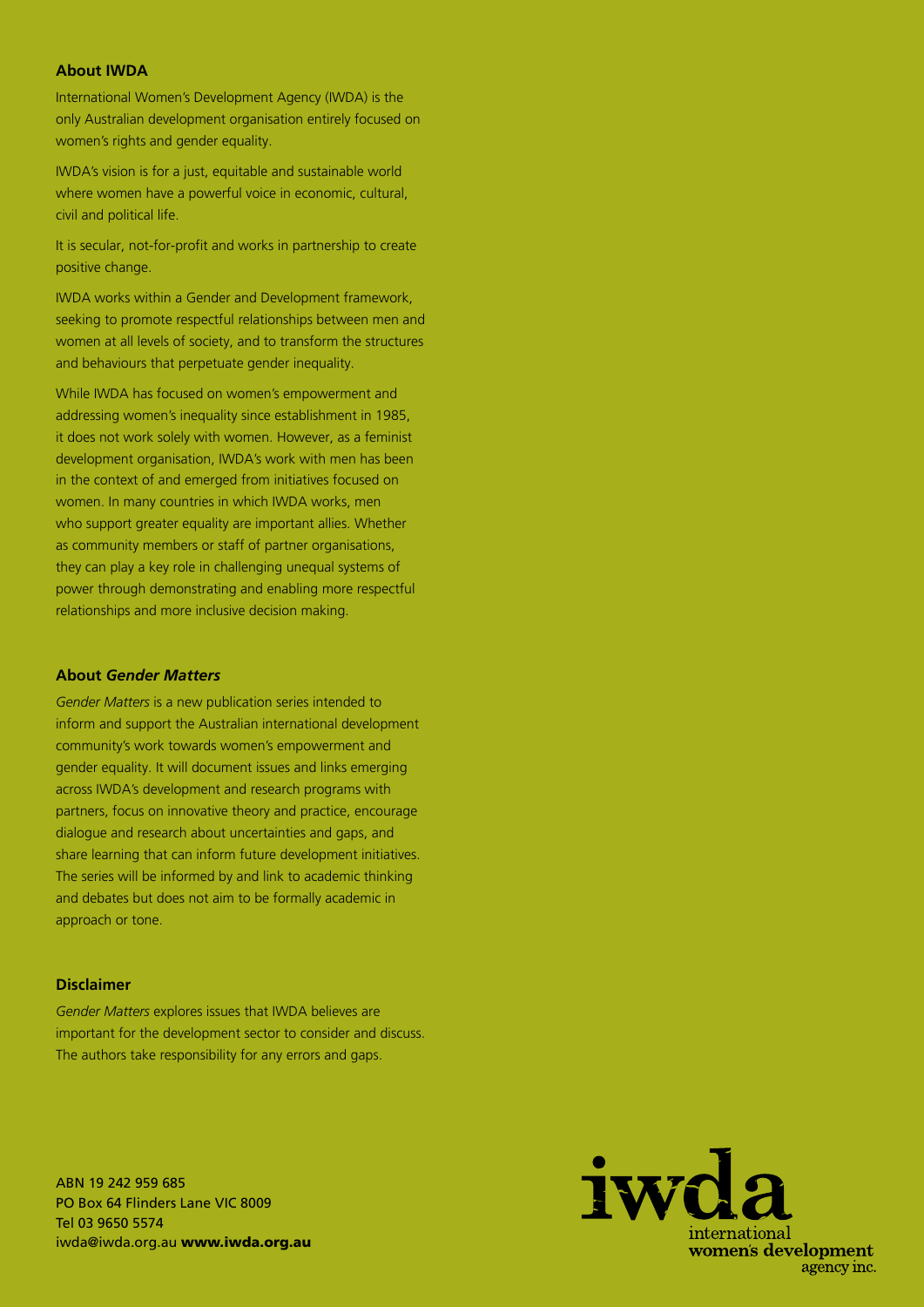## About IWDA

International Women's Development Agency (IWDA) is the only Australian development organisation entirely focused on women's rights and gender equality.

IWDA's vision is for a just, equitable and sustainable world where women have a powerful voice in economic, cultural, civil and political life.

It is secular, not-for-profit and works in partnership to create positive change.

IWDA works within a Gender and Development framework, seeking to promote respectful relationships between men and women at all levels of society, and to transform the structures and behaviours that perpetuate gender inequality.

While IWDA has focused on women's empowerment and addressing women's inequality since establishment in 1985, it does not work solely with women. However, as a feminist development organisation, IWDA's work with men has been in the context of and emerged from initiatives focused on women. In many countries in which IWDA works, men who support greater equality are important allies. Whether as community members or staff of partner organisations, they can play a key role in challenging unequal systems of power through demonstrating and enabling more respectful relationships and more inclusive decision making.

## About *Gender Matters*

*Gender Matters* is a new publication series intended to inform and support the Australian international development community's work towards women's empowerment and gender equality. It will document issues and links emerging across IWDA's development and research programs with partners, focus on innovative theory and practice, encourage dialogue and research about uncertainties and gaps, and share learning that can inform future development initiatives. The series will be informed by and link to academic thinking and debates but does not aim to be formally academic in approach or tone.

## Disclaimer

*Gender Matters* explores issues that IWDA believes are important for the development sector to consider and discuss. The authors take responsibility for any errors and gaps.

ABN 19 242 959 685
PO Box 64 Flinders Lane VIC 8009
Tel 03 9650 5574
iwda@iwda.org.au **www.iwda.org.au**

iwda
international
**women's development**
agency inc.